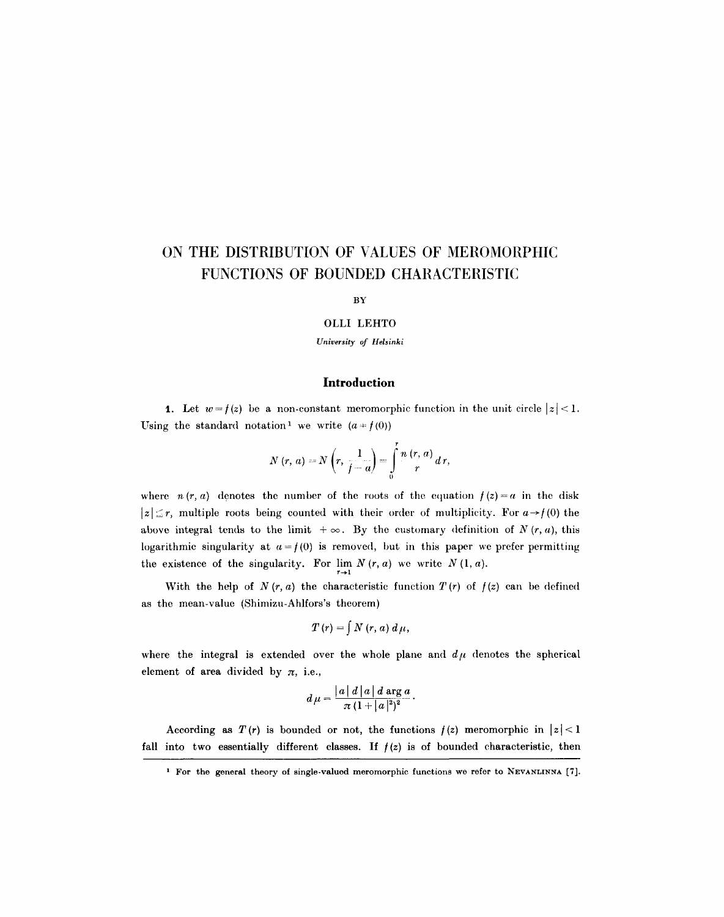# ON THE DISTRIBUTION OF VALUES OF MEROMORPHIC FUNCTIONS OF BOUNDED CHARACTERISTIC

BY

OLLI LEHTO

*University of Helsinki*

## Introduction

**1.** Let $w = f(z)$ be a non-constant meromorphic function in the unit circle $|z| < 1$. Using the standard notation[1] we write $(a \neq f(0))$

$$N(r, a) = N\left(r, \frac{1}{f - a}\right) = \int_0^r \frac{n(r, a)}{r} \, dr,$$

where $n(r, a)$ denotes the number of the roots of the equation $f(z) = a$ in the disk $|z| \leq r$, multiple roots being counted with their order of multiplicity. For $a \to f(0)$ the above integral tends to the limit $+\infty$. By the customary definition of $N(r, a)$, this logarithmic singularity at $a = f(0)$ is removed, but in this paper we prefer permitting the existence of the singularity. For $\lim_{r \to 1} N(r, a)$ we write $N(1, a)$.

With the help of $N(r, a)$ the characteristic function $T(r)$ of $f(z)$ can be defined as the mean-value (Shimizu-Ahlfors's theorem)

$$T(r) = \int N(r, a) \, d\mu,$$

where the integral is extended over the whole plane and $d\mu$ denotes the spherical element of area divided by $\pi$, i.e.,

$$d\mu = \frac{|a| \, d|a| \, d \arg a}{\pi (1 + |a|^2)^2}.$$

According as $T(r)$ is bounded or not, the functions $f(z)$ meromorphic in $|z| < 1$ fall into two essentially different classes. If $f(z)$ is of bounded characteristic, then

[1] For the general theory of single-valued meromorphic functions we refer to NEVANLINNA [7].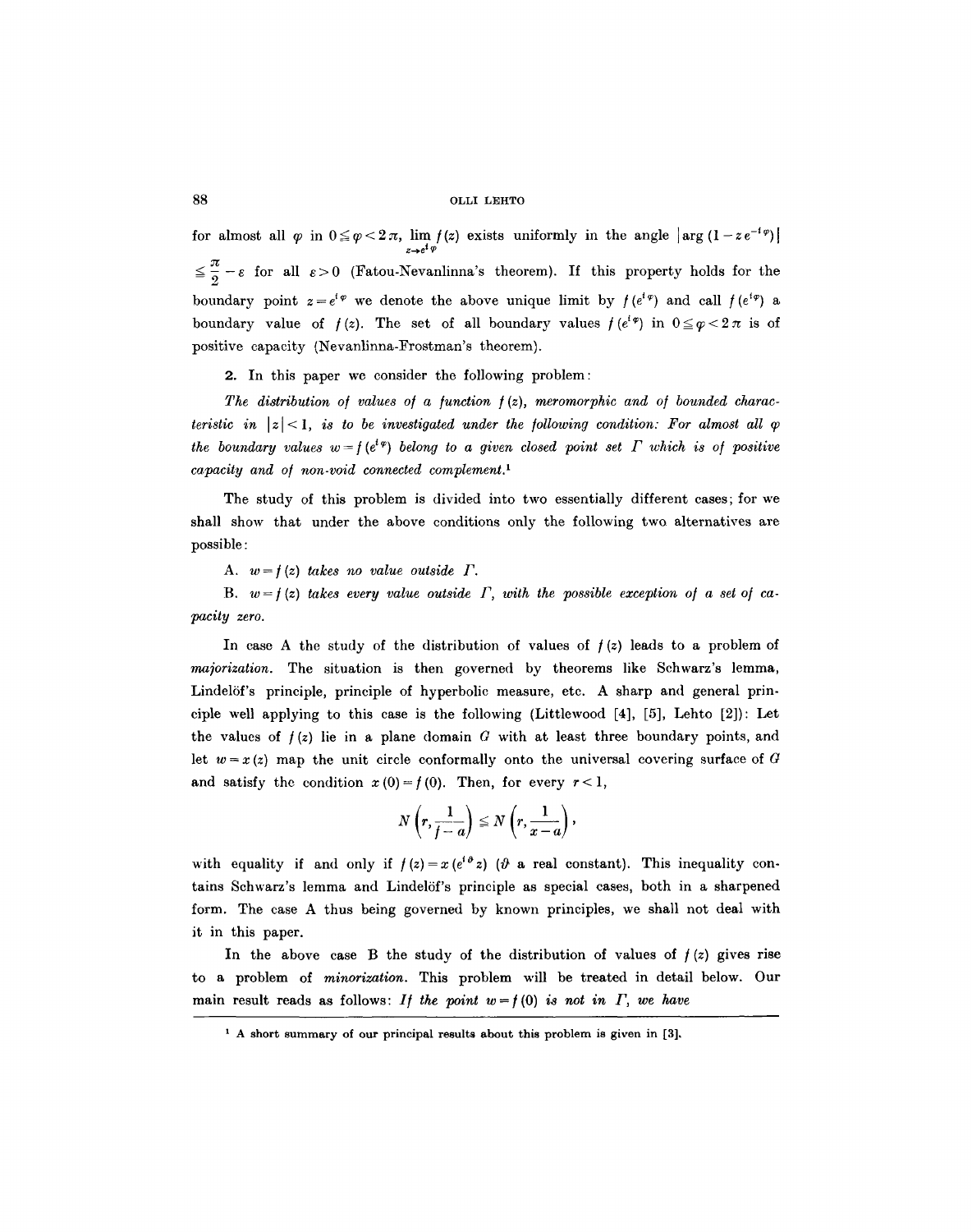for almost all $\varphi$ in $0 \leq \varphi < 2\pi$, $\lim_{z \to e^{i\varphi}} f(z)$ exists uniformly in the angle $|\arg(1 - z e^{-i\varphi})| \leq \frac{\pi}{2} - \varepsilon$ for all $\varepsilon > 0$ (Fatou-Nevanlinna's theorem). If this property holds for the boundary point $z = e^{i\varphi}$ we denote the above unique limit by $f(e^{i\varphi})$ and call $f(e^{i\varphi})$ a boundary value of $f(z)$. The set of all boundary values $f(e^{i\varphi})$ in $0 \leq \varphi < 2\pi$ is of positive capacity (Nevanlinna-Frostman's theorem).

**2.** In this paper we consider the following problem:

*The distribution of values of a function $f(z)$, meromorphic and of bounded characteristic in $|z| < 1$, is to be investigated under the following condition: For almost all $\varphi$ the boundary values $w = f(e^{i\varphi})$ belong to a given closed point set $\Gamma$ which is of positive capacity and of non-void connected complement.*[1]

The study of this problem is divided into two essentially different cases; for we shall show that under the above conditions only the following two alternatives are possible:

A. *$w = f(z)$ takes no value outside $\Gamma$.*

B. *$w = f(z)$ takes every value outside $\Gamma$, with the possible exception of a set of capacity zero.*

In case A the study of the distribution of values of $f(z)$ leads to a problem of *majorization*. The situation is then governed by theorems like Schwarz's lemma, Lindelöf's principle, principle of hyperbolic measure, etc. A sharp and general principle well applying to this case is the following (Littlewood [4], [5], Lehto [2]): Let the values of $f(z)$ lie in a plane domain $G$ with at least three boundary points, and let $w = x(z)$ map the unit circle conformally onto the universal covering surface of $G$ and satisfy the condition $x(0) = f(0)$. Then, for every $r < 1$,

$$N\left(r, \frac{1}{f - a}\right) \leq N\left(r, \frac{1}{x - a}\right),$$

with equality if and only if $f(z) = x(e^{i\vartheta} z)$ ($\vartheta$ a real constant). This inequality contains Schwarz's lemma and Lindelöf's principle as special cases, both in a sharpened form. The case A thus being governed by known principles, we shall not deal with it in this paper.

In the above case B the study of the distribution of values of $f(z)$ gives rise to a problem of *minorization*. This problem will be treated in detail below. Our main result reads as follows: *If the point $w = f(0)$ is not in $\Gamma$, we have*

[1] A short summary of our principal results about this problem is given in [3].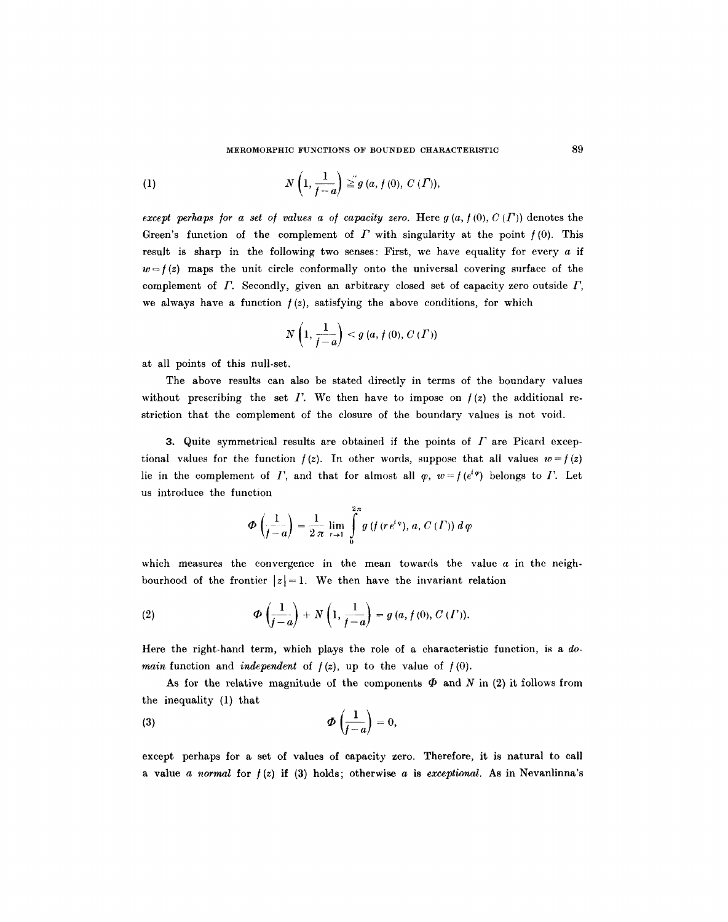$$N\left(1, \frac{1}{f-a}\right) \geq g\,(a, f(0), C(\Gamma)), \tag{1}$$

*except perhaps for a set of values $a$ of capacity zero.* Here $g(a, f(0), C(\Gamma))$ denotes the Green's function of the complement of $\Gamma$ with singularity at the point $f(0)$. This result is sharp in the following two senses: First, we have equality for every $a$ if $w = f(z)$ maps the unit circle conformally onto the universal covering surface of the complement of $\Gamma$. Secondly, given an arbitrary closed set of capacity zero outside $\Gamma$, we always have a function $f(z)$, satisfying the above conditions, for which

$$N\left(1, \frac{1}{f-a}\right) < g\,(a, f(0), C(\Gamma))$$

at all points of this null-set.

The above results can also be stated directly in terms of the boundary values without prescribing the set $\Gamma$. We then have to impose on $f(z)$ the additional restriction that the complement of the closure of the boundary values is not void.

**3.** Quite symmetrical results are obtained if the points of $\Gamma$ are Picard exceptional values for the function $f(z)$. In other words, suppose that all values $w = f(z)$ lie in the complement of $\Gamma$, and that for almost all $\varphi$, $w = f(e^{i\varphi})$ belongs to $\Gamma$. Let us introduce the function

$$\Phi\left(\frac{1}{f-a}\right) = \frac{1}{2\pi} \lim_{r \to 1} \int_0^{2\pi} g\,(f(r e^{i\varphi}), a, C(\Gamma))\, d\varphi$$

which measures the convergence in the mean towards the value $a$ in the neighbourhood of the frontier $|z| = 1$. We then have the invariant relation

$$\Phi\left(\frac{1}{f-a}\right) + N\left(1, \frac{1}{f-a}\right) = g\,(a, f(0), C(\Gamma)). \tag{2}$$

Here the right-hand term, which plays the role of a characteristic function, is a *domain* function and *independent* of $f(z)$, up to the value of $f(0)$.

As for the relative magnitude of the components $\Phi$ and $N$ in (2) it follows from the inequality (1) that

$$\Phi\left(\frac{1}{f-a}\right) = 0, \tag{3}$$

except perhaps for a set of values of capacity zero. Therefore, it is natural to call a value $a$ *normal* for $f(z)$ if (3) holds; otherwise $a$ is *exceptional*. As in Nevanlinna's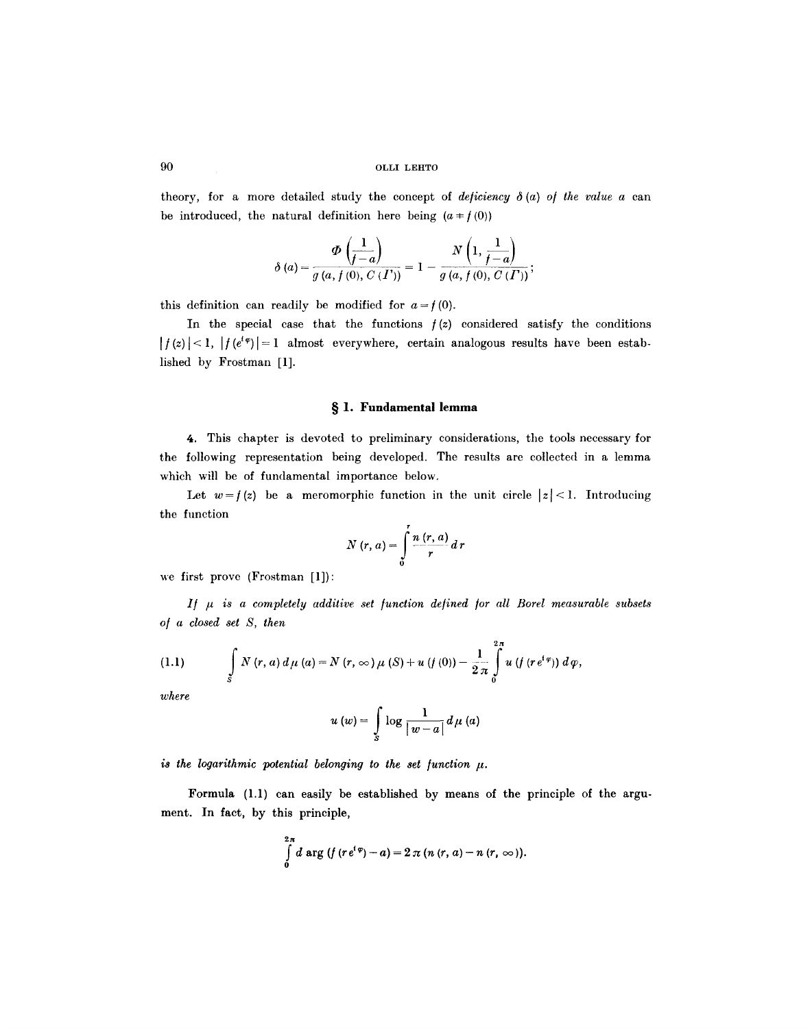theory, for a more detailed study the concept of *deficiency* $\delta(a)$ *of the value* $a$ can be introduced, the natural definition here being $(a \neq f(0))$

$$\delta(a) = \frac{\Phi\left(\frac{1}{f-a}\right)}{g(a, f(0), C(\Gamma))} = 1 - \frac{N\left(1, \frac{1}{f-a}\right)}{g(a, f(0), C(\Gamma))};$$

this definition can readily be modified for $a = f(0)$.

In the special case that the functions $f(z)$ considered satisfy the conditions $|f(z)| < 1$, $|f(e^{i\varphi})| = 1$ almost everywhere, certain analogous results have been established by Frostman [1].

## § 1. Fundamental lemma

**4.** This chapter is devoted to preliminary considerations, the tools necessary for the following representation being developed. The results are collected in a lemma which will be of fundamental importance below.

Let $w = f(z)$ be a meromorphic function in the unit circle $|z| < 1$. Introducing the function

$$N(r, a) = \int_0^r \frac{n(r, a)}{r} \, dr$$

we first prove (Frostman [1]):

*If* $\mu$ *is a completely additive set function defined for all Borel measurable subsets of a closed set* $S$, *then*

$$\int_S N(r, a)\, d\mu(a) = N(r, \infty)\, \mu(S) + u(f(0)) - \frac{1}{2\pi} \int_0^{2\pi} u(f(re^{i\varphi}))\, d\varphi, \tag{1.1}$$

*where*

$$u(w) = \int_S \log \frac{1}{|w-a|}\, d\mu(a)$$

*is the logarithmic potential belonging to the set function* $\mu$.

Formula (1.1) can easily be established by means of the principle of the argument. In fact, by this principle,

$$\int_0^{2\pi} d \arg (f(re^{i\varphi}) - a) = 2\pi (n(r, a) - n(r, \infty)).$$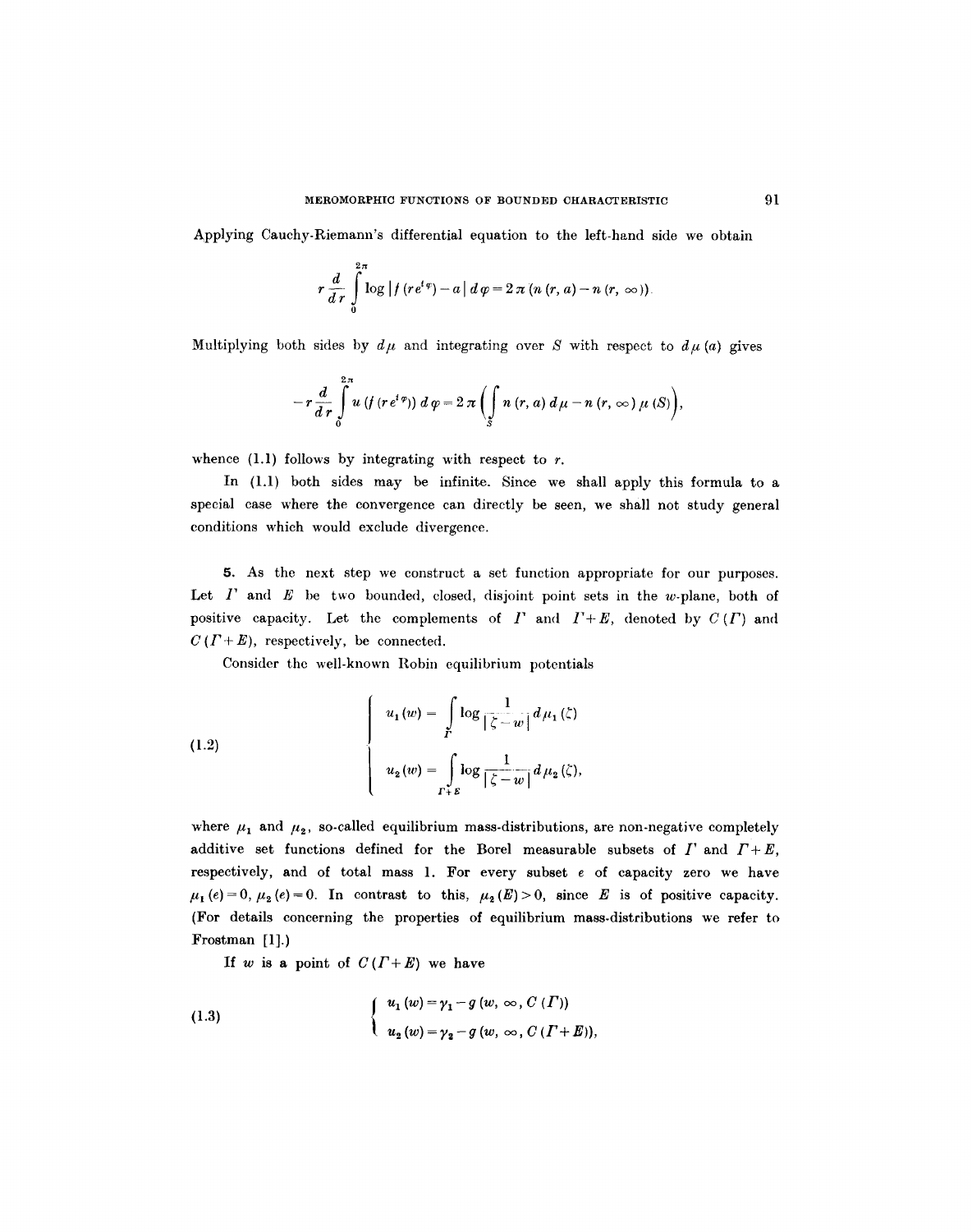Applying Cauchy-Riemann's differential equation to the left-hand side we obtain

$$r \frac{d}{d r} \int_{0}^{2\pi} \log |f(r e^{i\varphi}) - a| \, d\varphi = 2\pi (n(r, a) - n(r, \infty)).$$

Multiplying both sides by $d\mu$ and integrating over $S$ with respect to $d\mu(a)$ gives

$$-r \frac{d}{d r} \int_{0}^{2\pi} u(f(r e^{i\varphi})) \, d\varphi = 2\pi \left( \int_{S} n(r, a) \, d\mu - n(r, \infty) \, \mu(S) \right),$$

whence (1.1) follows by integrating with respect to $r$.

In (1.1) both sides may be infinite. Since we shall apply this formula to a special case where the convergence can directly be seen, we shall not study general conditions which would exclude divergence.

**5.** As the next step we construct a set function appropriate for our purposes. Let $\Gamma$ and $E$ be two bounded, closed, disjoint point sets in the $w$-plane, both of positive capacity. Let the complements of $\Gamma$ and $\Gamma + E$, denoted by $C(\Gamma)$ and $C(\Gamma + E)$, respectively, be connected.

Consider the well-known Robin equilibrium potentials

$$(1.2) \qquad \begin{cases} u_1(w) = \displaystyle\int_{\Gamma} \log \frac{1}{|\zeta - w|} \, d\mu_1(\zeta) \\[2ex] u_2(w) = \displaystyle\int_{\Gamma + E} \log \frac{1}{|\zeta - w|} \, d\mu_2(\zeta), \end{cases}$$

where $\mu_1$ and $\mu_2$, so-called equilibrium mass-distributions, are non-negative completely additive set functions defined for the Borel measurable subsets of $\Gamma$ and $\Gamma + E$, respectively, and of total mass 1. For every subset $e$ of capacity zero we have $\mu_1(e) = 0$, $\mu_2(e) = 0$. In contrast to this, $\mu_2(E) > 0$, since $E$ is of positive capacity. (For details concerning the properties of equilibrium mass-distributions we refer to Frostman [1].)

If $w$ is a point of $C(\Gamma + E)$ we have

$$(1.3) \qquad \begin{cases} u_1(w) = \gamma_1 - g(w, \infty, C(\Gamma)) \\ u_2(w) = \gamma_2 - g(w, \infty, C(\Gamma + E)), \end{cases}$$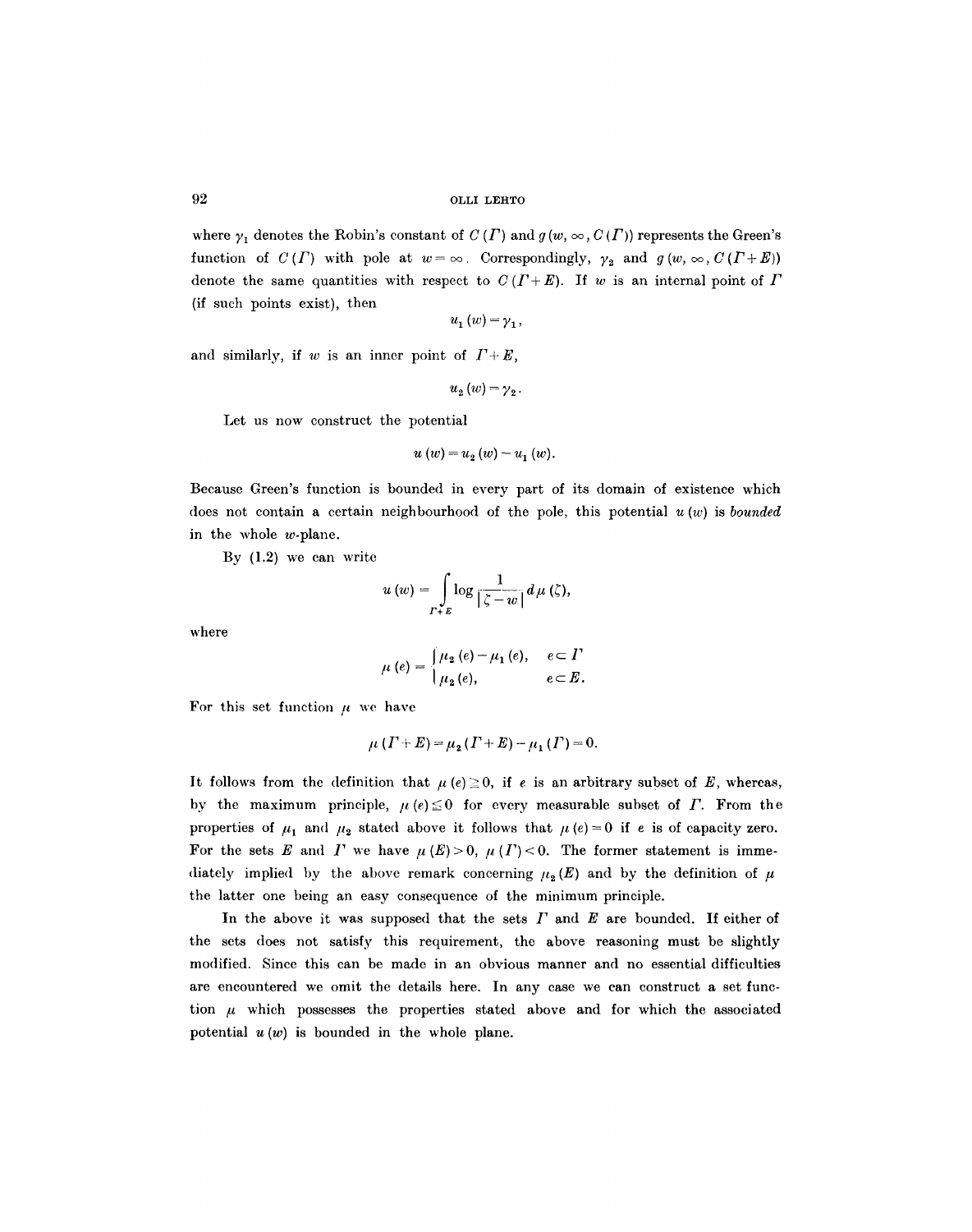where $\gamma_1$ denotes the Robin's constant of $C(\Gamma)$ and $g(w, \infty, C(\Gamma))$ represents the Green's function of $C(\Gamma)$ with pole at $w=\infty$. Correspondingly, $\gamma_2$ and $g(w, \infty, C(\Gamma+E))$ denote the same quantities with respect to $C(\Gamma+E)$. If $w$ is an internal point of $\Gamma$ (if such points exist), then

$$u_1(w) = \gamma_1,$$

and similarly, if $w$ is an inner point of $\Gamma + E$,

$$u_2(w) = \gamma_2.$$

Let us now construct the potential

$$u(w) = u_2(w) - u_1(w).$$

Because Green's function is bounded in every part of its domain of existence which does not contain a certain neighbourhood of the pole, this potential $u(w)$ is *bounded* in the whole $w$-plane.

By (1.2) we can write

$$u(w) = \int\limits_{\Gamma+E} \log \frac{1}{|\zeta - w|} \, d\mu(\zeta),$$

where

$$\mu(e) = \begin{cases} \mu_2(e) - \mu_1(e), & e \subset \Gamma \\ \mu_2(e), & e \subset E. \end{cases}$$

For this set function $\mu$ we have

$$\mu(\Gamma + E) = \mu_2(\Gamma + E) - \mu_1(\Gamma) = 0.$$

It follows from the definition that $\mu(e) \geq 0$, if $e$ is an arbitrary subset of $E$, whereas, by the maximum principle, $\mu(e) \leq 0$ for every measurable subset of $\Gamma$. From the properties of $\mu_1$ and $\mu_2$ stated above it follows that $\mu(e) = 0$ if $e$ is of capacity zero. For the sets $E$ and $\Gamma$ we have $\mu(E) > 0$, $\mu(\Gamma) < 0$. The former statement is immediately implied by the above remark concerning $\mu_2(E)$ and by the definition of $\mu$ the latter one being an easy consequence of the minimum principle.

In the above it was supposed that the sets $\Gamma$ and $E$ are bounded. If either of the sets does not satisfy this requirement, the above reasoning must be slightly modified. Since this can be made in an obvious manner and no essential difficulties are encountered we omit the details here. In any case we can construct a set function $\mu$ which possesses the properties stated above and for which the associated potential $u(w)$ is bounded in the whole plane.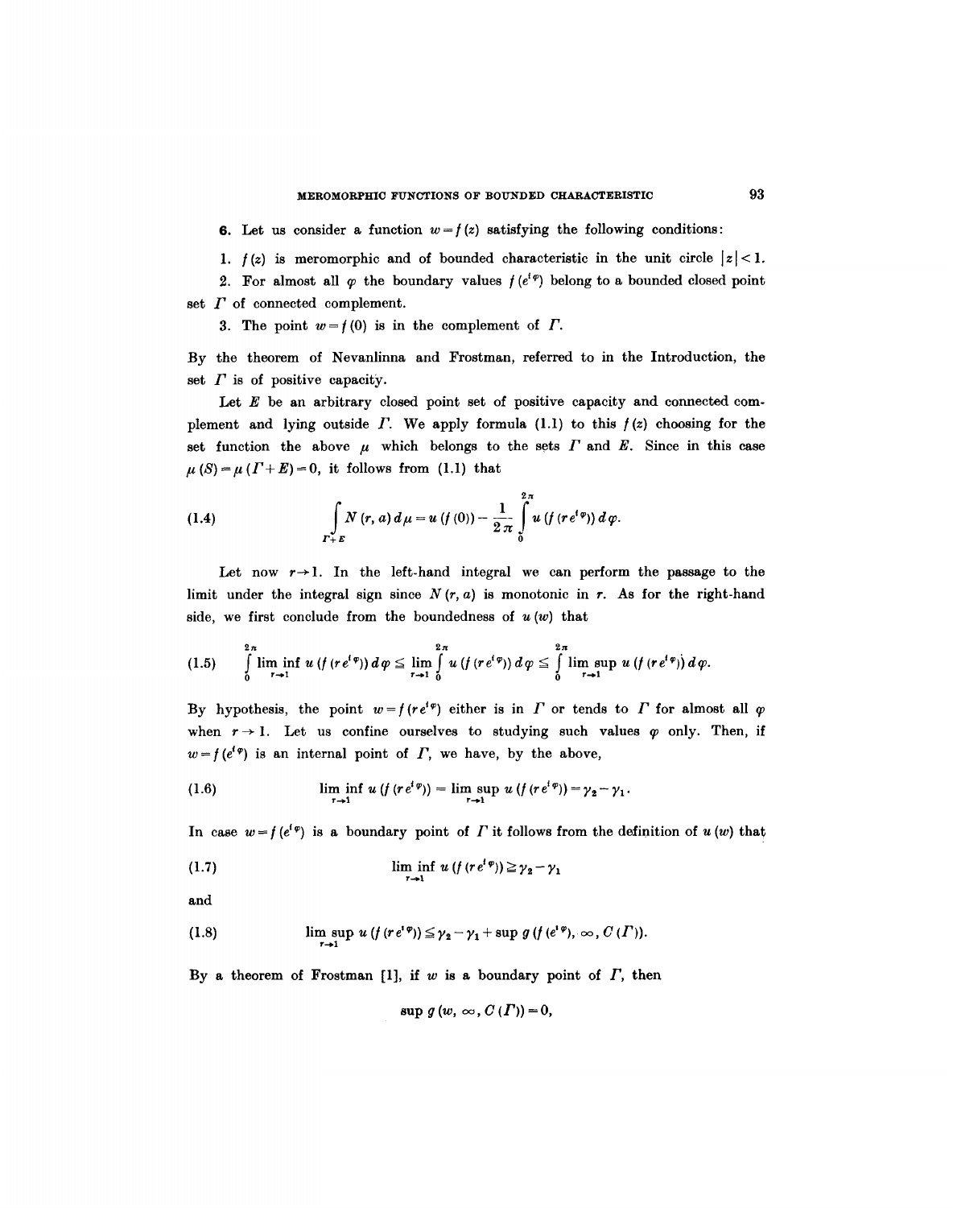**6.** Let us consider a function $w = f(z)$ satisfying the following conditions:

1. $f(z)$ is meromorphic and of bounded characteristic in the unit circle $|z| < 1$.

2. For almost all $\varphi$ the boundary values $f(e^{i\varphi})$ belong to a bounded closed point set $\Gamma$ of connected complement.

3. The point $w = f(0)$ is in the complement of $\Gamma$.

By the theorem of Nevanlinna and Frostman, referred to in the Introduction, the set $\Gamma$ is of positive capacity.

Let $E$ be an arbitrary closed point set of positive capacity and connected complement and lying outside $\Gamma$. We apply formula (1.1) to this $f(z)$ choosing for the set function the above $\mu$ which belongs to the sets $\Gamma$ and $E$. Since in this case $\mu(S) = \mu(\Gamma + E) = 0$, it follows from (1.1) that

$$\int\limits_{\Gamma + E} N(r, a)\, d\mu = u(f(0)) - \frac{1}{2\pi} \int\limits_0^{2\pi} u(f(re^{i\varphi}))\, d\varphi. \tag{1.4}$$

Let now $r \to 1$. In the left-hand integral we can perform the passage to the limit under the integral sign since $N(r, a)$ is monotonic in $r$. As for the right-hand side, we first conclude from the boundedness of $u(w)$ that

$$\int\limits_0^{2\pi} \liminf_{r \to 1} u(f(re^{i\varphi}))\, d\varphi \leq \lim_{r \to 1} \int\limits_0^{2\pi} u(f(re^{i\varphi}))\, d\varphi \leq \int\limits_0^{2\pi} \limsup_{r \to 1} u(f(re^{i\varphi}))\, d\varphi. \tag{1.5}$$

By hypothesis, the point $w = f(re^{i\varphi})$ either is in $\Gamma$ or tends to $\Gamma$ for almost all $\varphi$ when $r \to 1$. Let us confine ourselves to studying such values $\varphi$ only. Then, if $w = f(e^{i\varphi})$ is an internal point of $\Gamma$, we have, by the above,

$$\liminf_{r \to 1} u(f(re^{i\varphi})) = \limsup_{r \to 1} u(f(re^{i\varphi})) = \gamma_2 - \gamma_1. \tag{1.6}$$

In case $w = f(e^{i\varphi})$ is a boundary point of $\Gamma$ it follows from the definition of $u(w)$ that

$$\liminf_{r \to 1} u(f(re^{i\varphi})) \geq \gamma_2 - \gamma_1 \tag{1.7}$$

and

$$\limsup_{r \to 1} u(f(re^{i\varphi})) \leq \gamma_2 - \gamma_1 + \sup g(f(e^{i\varphi}), \infty, C(\Gamma)). \tag{1.8}$$

By a theorem of Frostman [1], if $w$ is a boundary point of $\Gamma$, then

$$\sup g(w, \infty, C(\Gamma)) = 0,$$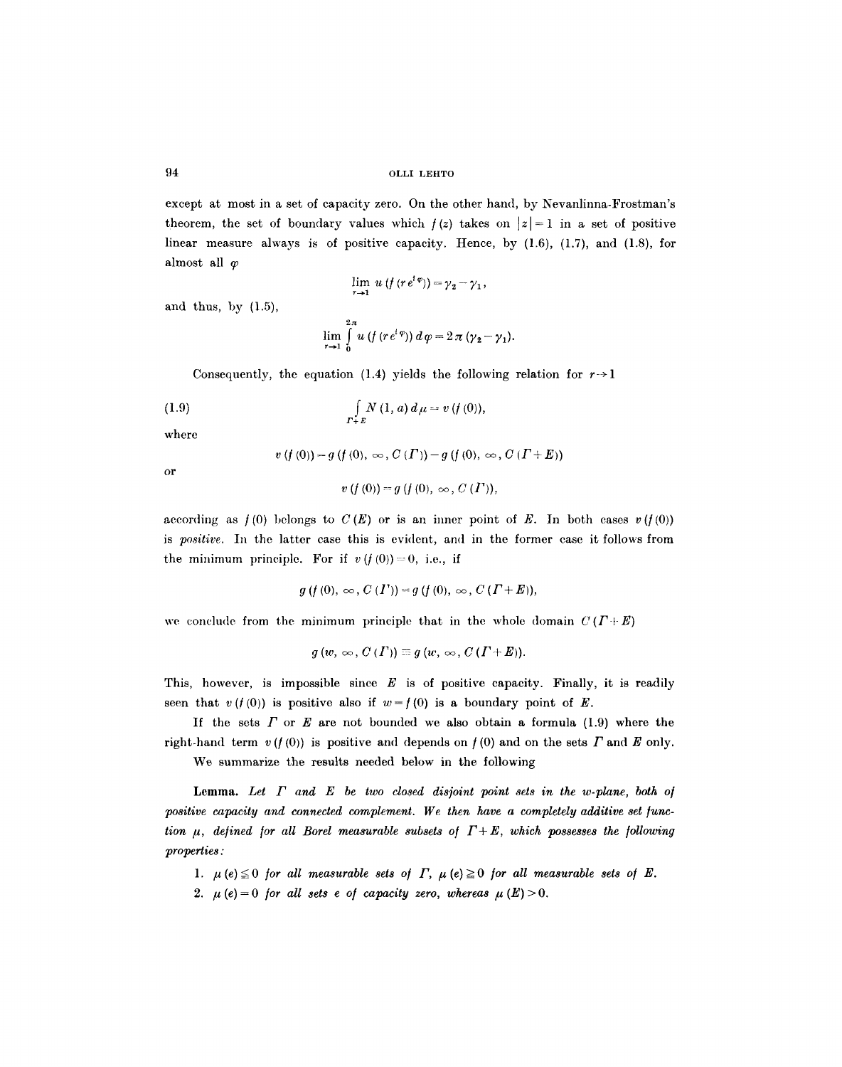except at most in a set of capacity zero. On the other hand, by Nevanlinna-Frostman's theorem, the set of boundary values which $f(z)$ takes on $|z|=1$ in a set of positive linear measure always is of positive capacity. Hence, by (1.6), (1.7), and (1.8), for almost all $\varphi$

$$\lim_{r\to 1} u(f(r e^{i\varphi})) = \gamma_2 - \gamma_1,$$

and thus, by (1.5),

$$\lim_{r\to 1} \int_0^{2\pi} u(f(r e^{i\varphi}))\, d\varphi = 2\pi(\gamma_2 - \gamma_1).$$

Consequently, the equation (1.4) yields the following relation for $r \to 1$

$$\int_{\Gamma+E} N(1, a)\, d\mu = v(f(0)), \tag{1.9}$$

where

$$v(f(0)) = g(f(0), \infty, C(\Gamma)) - g(f(0), \infty, C(\Gamma+E))$$

or

$$v(f(0)) = g(f(0), \infty, C(\Gamma)),$$

according as $f(0)$ belongs to $C(E)$ or is an inner point of $E$. In both cases $v(f(0))$ is *positive*. In the latter case this is evident, and in the former case it follows from the minimum principle. For if $v(f(0)) = 0$, i.e., if

$$g(f(0), \infty, C(\Gamma)) = g(f(0), \infty, C(\Gamma+E)),$$

we conclude from the minimum principle that in the whole domain $C(\Gamma+E)$

$$g(w, \infty, C(\Gamma)) \equiv g(w, \infty, C(\Gamma+E)).$$

This, however, is impossible since $E$ is of positive capacity. Finally, it is readily seen that $v(f(0))$ is positive also if $w = f(0)$ is a boundary point of $E$.

If the sets $\Gamma$ or $E$ are not bounded we also obtain a formula (1.9) where the right-hand term $v(f(0))$ is positive and depends on $f(0)$ and on the sets $\Gamma$ and $E$ only.

We summarize the results needed below in the following

**Lemma.** *Let $\Gamma$ and $E$ be two closed disjoint point sets in the $w$-plane, both of positive capacity and connected complement. We then have a completely additive set function $\mu$, defined for all Borel measurable subsets of $\Gamma+E$, which possesses the following properties:*

1. *$\mu(e) \leq 0$ for all measurable sets of $\Gamma$, $\mu(e) \geq 0$ for all measurable sets of $E$.*
2. *$\mu(e) = 0$ for all sets $e$ of capacity zero, whereas $\mu(E) > 0$.*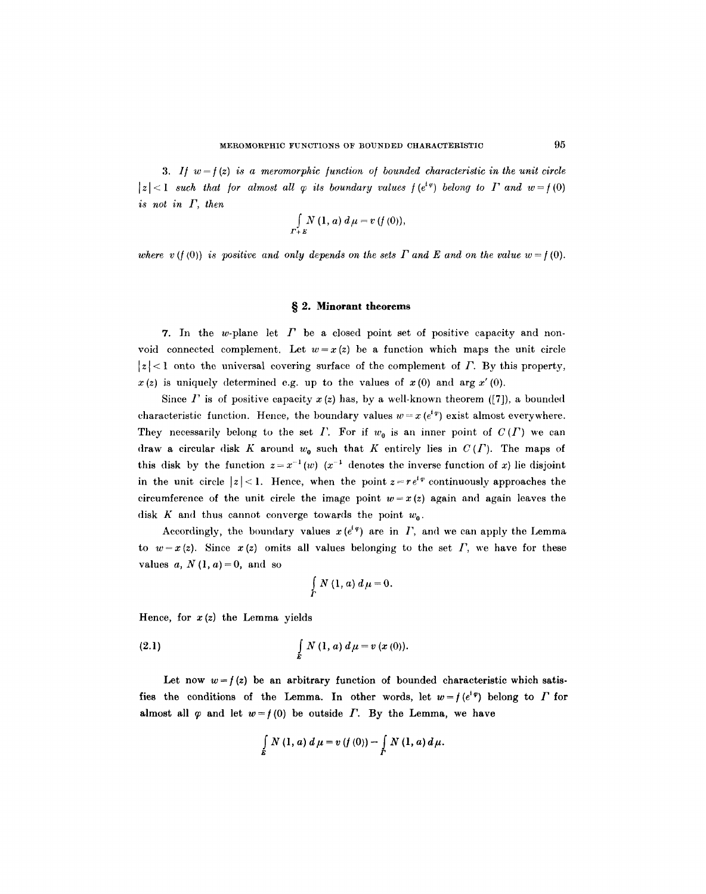3. *If $w = f(z)$ is a meromorphic function of bounded characteristic in the unit circle $|z| < 1$ such that for almost all $\varphi$ its boundary values $f(e^{i\varphi})$ belong to $\Gamma$ and $w = f(0)$ is not in $\Gamma$, then*

$$\int_{\Gamma+E} N(1, a)\, d\mu = v(f(0)),$$

*where $v(f(0))$ is positive and only depends on the sets $\Gamma$ and $E$ and on the value $w = f(0)$.*

## § 2. Minorant theorems

7. In the $w$-plane let $\Gamma$ be a closed point set of positive capacity and non-void connected complement. Let $w = x(z)$ be a function which maps the unit circle $|z| < 1$ onto the universal covering surface of the complement of $\Gamma$. By this property, $x(z)$ is uniquely determined e.g. up to the values of $x(0)$ and $\arg x'(0)$.

Since $\Gamma$ is of positive capacity $x(z)$ has, by a well-known theorem ([7]), a bounded characteristic function. Hence, the boundary values $w = x(e^{i\varphi})$ exist almost everywhere. They necessarily belong to the set $\Gamma$. For if $w_0$ is an inner point of $C(\Gamma)$ we can draw a circular disk $K$ around $w_0$ such that $K$ entirely lies in $C(\Gamma)$. The maps of this disk by the function $z = x^{-1}(w)$ ($x^{-1}$ denotes the inverse function of $x$) lie disjoint in the unit circle $|z| < 1$. Hence, when the point $z = re^{i\varphi}$ continuously approaches the circumference of the unit circle the image point $w = x(z)$ again and again leaves the disk $K$ and thus cannot converge towards the point $w_0$.

Accordingly, the boundary values $x(e^{i\varphi})$ are in $\Gamma$, and we can apply the Lemma to $w = x(z)$. Since $x(z)$ omits all values belonging to the set $\Gamma$, we have for these values $a$, $N(1, a) = 0$, and so

$$\int_{\Gamma} N(1, a)\, d\mu = 0.$$

Hence, for $x(z)$ the Lemma yields

$$\int_{E} N(1, a)\, d\mu = v(x(0)). \tag{2.1}$$

Let now $w = f(z)$ be an arbitrary function of bounded characteristic which satisfies the conditions of the Lemma. In other words, let $w = f(e^{i\varphi})$ belong to $\Gamma$ for almost all $\varphi$ and let $w = f(0)$ be outside $\Gamma$. By the Lemma, we have

$$\int_{E} N(1, a)\, d\mu = v(f(0)) - \int_{\Gamma} N(1, a)\, d\mu.$$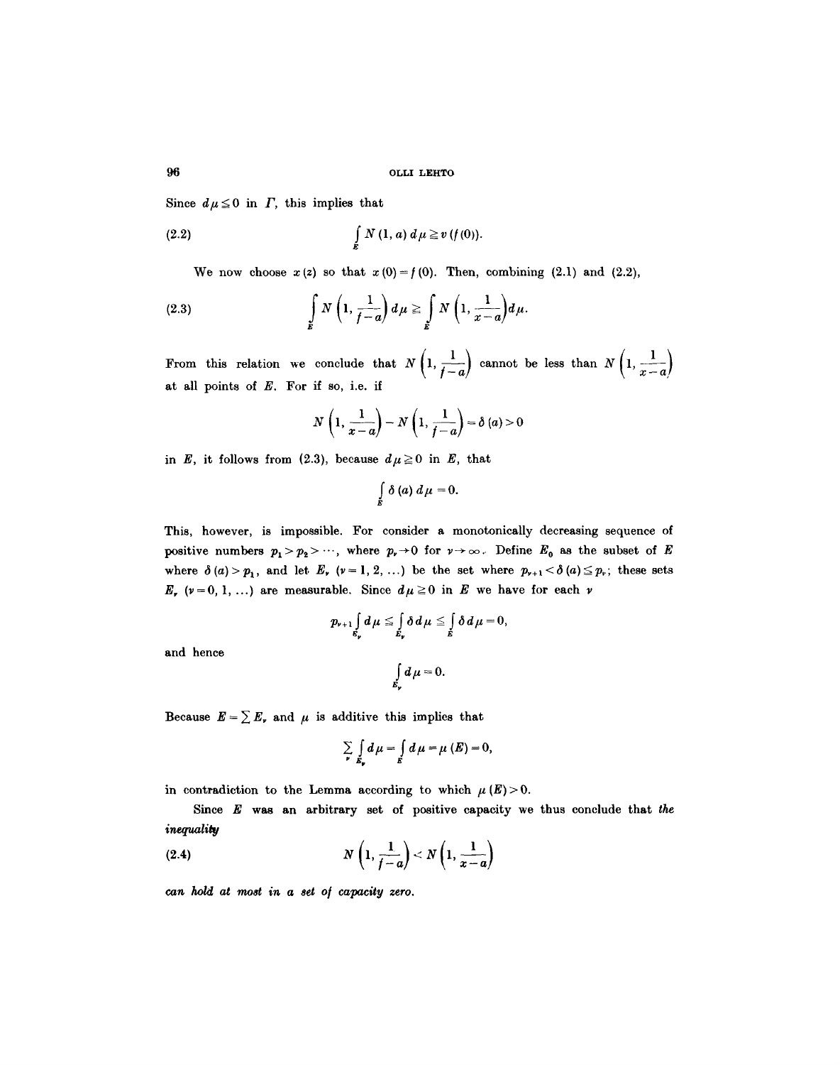Since $d\mu \leqq 0$ in $\Gamma$, this implies that

$$\int_E N(1, a)\, d\mu \geqq v(f(0)). \tag{2.2}$$

We now choose $x(z)$ so that $x(0) = f(0)$. Then, combining (2.1) and (2.2),

$$\int_E N\left(1, \frac{1}{f-a}\right) d\mu \geqq \int_E N\left(1, \frac{1}{x-a}\right) d\mu. \tag{2.3}$$

From this relation we conclude that $N\left(1, \frac{1}{f-a}\right)$ cannot be less than $N\left(1, \frac{1}{x-a}\right)$ at all points of $E$. For if so, i.e. if

$$N\left(1, \frac{1}{x-a}\right) - N\left(1, \frac{1}{f-a}\right) = \delta(a) > 0$$

in $E$, it follows from (2.3), because $d\mu \geqq 0$ in $E$, that

$$\int_E \delta(a)\, d\mu = 0.$$

This, however, is impossible. For consider a monotonically decreasing sequence of positive numbers $p_1 > p_2 > \cdots$, where $p_\nu \to 0$ for $\nu \to \infty$. Define $E_0$ as the subset of $E$ where $\delta(a) > p_1$, and let $E_\nu$ $(\nu = 1, 2, \ldots)$ be the set where $p_{\nu+1} < \delta(a) \leqq p_\nu$; these sets $E_\nu$ $(\nu = 0, 1, \ldots)$ are measurable. Since $d\mu \geqq 0$ in $E$ we have for each $\nu$

$$p_{\nu+1} \int_{E_\nu} d\mu \leqq \int_{E_\nu} \delta\, d\mu \leqq \int_E \delta\, d\mu = 0,$$

and hence

$$\int_{E_\nu} d\mu = 0.$$

Because $E = \sum E_\nu$ and $\mu$ is additive this implies that

$$\sum_\nu \int_{E_\nu} d\mu = \int_E d\mu = \mu(E) = 0,$$

in contradiction to the Lemma according to which $\mu(E) > 0$.

Since $E$ was an arbitrary set of positive capacity we thus conclude that *the inequality*

$$N\left(1, \frac{1}{f-a}\right) < N\left(1, \frac{1}{x-a}\right) \tag{2.4}$$

*can hold at most in a set of capacity zero.*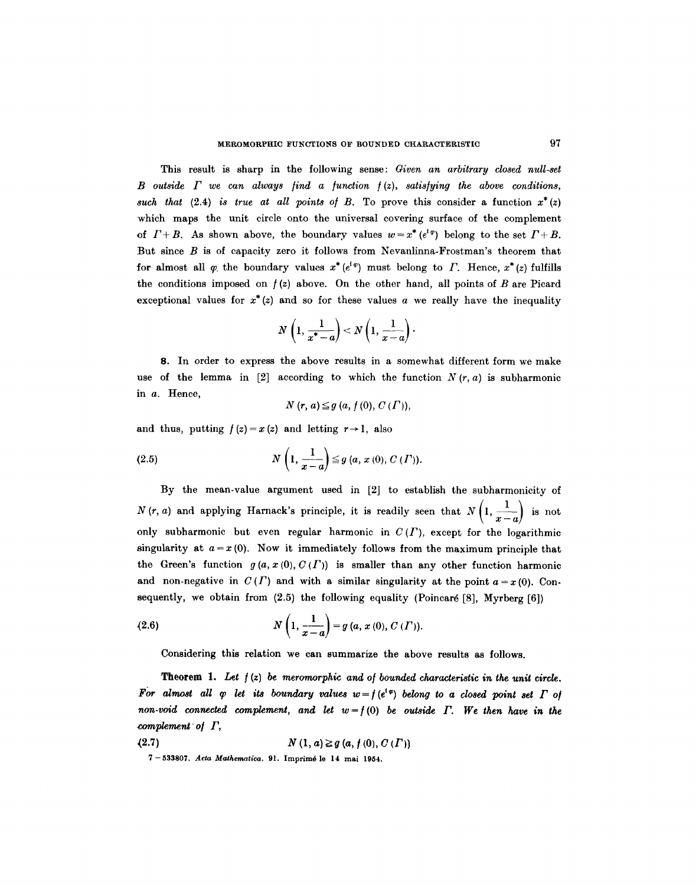This result is sharp in the following sense: *Given an arbitrary closed null-set $B$ outside $\Gamma$ we can always find a function $f(z)$, satisfying the above conditions, such that* (2.4) *is true at all points of $B$.* To prove this consider a function $x^*(z)$ which maps the unit circle onto the universal covering surface of the complement of $\Gamma + B$. As shown above, the boundary values $w = x^*(e^{i\varphi})$ belong to the set $\Gamma + B$. But since $B$ is of capacity zero it follows from Nevanlinna-Frostman's theorem that for almost all $\varphi$ the boundary values $x^*(e^{i\varphi})$ must belong to $\Gamma$. Hence, $x^*(z)$ fulfills the conditions imposed on $f(z)$ above. On the other hand, all points of $B$ are Picard exceptional values for $x^*(z)$ and so for these values $a$ we really have the inequality

$$N\left(1, \frac{1}{x^* - a}\right) < N\left(1, \frac{1}{x - a}\right).$$

**8.** In order to express the above results in a somewhat different form we make use of the lemma in [2] according to which the function $N(r, a)$ is subharmonic in $a$. Hence,

$$N(r, a) \leq g(a, f(0), C(\Gamma)),$$

and thus, putting $f(z) = x(z)$ and letting $r \to 1$, also

$$N\left(1, \frac{1}{x - a}\right) \leq g(a, x(0), C(\Gamma)). \tag{2.5}$$

By the mean-value argument used in [2] to establish the subharmonicity of $N(r, a)$ and applying Harnack's principle, it is readily seen that $N\left(1, \frac{1}{x-a}\right)$ is not only subharmonic but even regular harmonic in $C(\Gamma)$, except for the logarithmic singularity at $a = x(0)$. Now it immediately follows from the maximum principle that the Green's function $g(a, x(0), C(\Gamma))$ is smaller than any other function harmonic and non-negative in $C(\Gamma)$ and with a similar singularity at the point $a = x(0)$. Consequently, we obtain from (2.5) the following equality (Poincaré [8], Myrberg [6])

$$N\left(1, \frac{1}{x - a}\right) = g(a, x(0), C(\Gamma)). \tag{2.6}$$

Considering this relation we can summarize the above results as follows.

**Theorem 1.** *Let $f(z)$ be meromorphic and of bounded characteristic in the unit circle. For almost all $\varphi$ let its boundary values $w = f(e^{i\varphi})$ belong to a closed point set $\Gamma$ of non-void connected complement, and let $w = f(0)$ be outside $\Gamma$. We then have in the complement of $\Gamma$,*

$$N(1, a) \geq g(a, f(0), C(\Gamma)) \tag{2.7}$$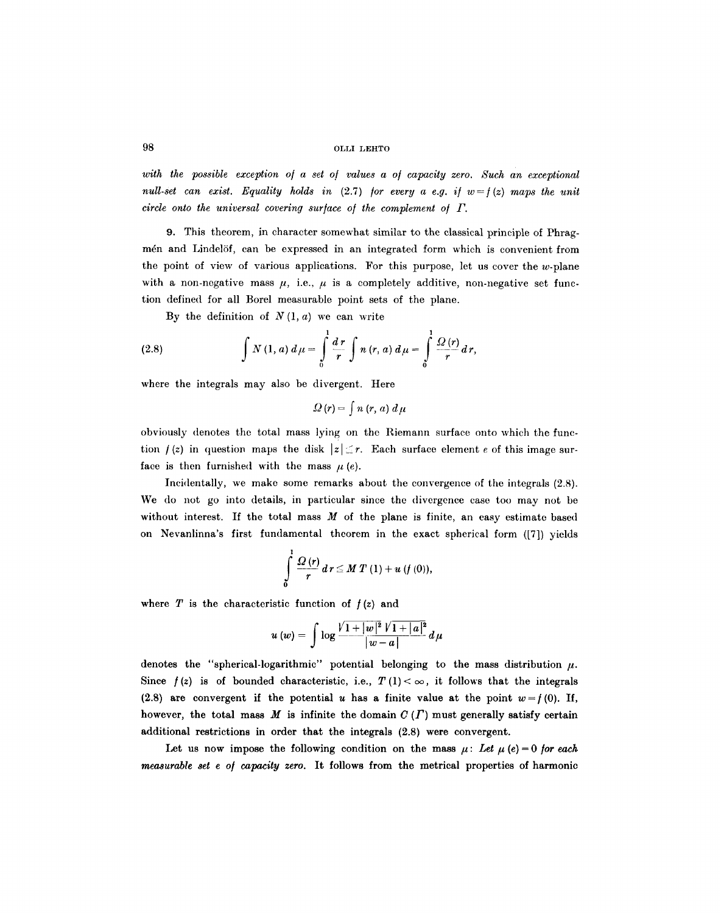*with the possible exception of a set of values a of capacity zero. Such an exceptional null-set can exist. Equality holds in* (2.7) *for every a e.g. if $w = f(z)$ maps the unit circle onto the universal covering surface of the complement of $\Gamma$.*

**9.** This theorem, in character somewhat similar to the classical principle of Phragmén and Lindelöf, can be expressed in an integrated form which is convenient from the point of view of various applications. For this purpose, let us cover the $w$-plane with a non-negative mass $\mu$, i.e., $\mu$ is a completely additive, non-negative set function defined for all Borel measurable point sets of the plane.

By the definition of $N(1, a)$ we can write

$$\int N(1, a)\, d\mu = \int_0^1 \frac{dr}{r} \int n(r, a)\, d\mu = \int_0^1 \frac{\Omega(r)}{r}\, dr, \tag{2.8}$$

where the integrals may also be divergent. Here

$$\Omega(r) = \int n(r, a)\, d\mu$$

obviously denotes the total mass lying on the Riemann surface onto which the function $f(z)$ in question maps the disk $|z| \leq r$. Each surface element $e$ of this image surface is then furnished with the mass $\mu(e)$.

Incidentally, we make some remarks about the convergence of the integrals (2.8). We do not go into details, in particular since the divergence case too may not be without interest. If the total mass $M$ of the plane is finite, an easy estimate based on Nevanlinna's first fundamental theorem in the exact spherical form ([7]) yields

$$\int_0^1 \frac{\Omega(r)}{r}\, dr \leq M\, T(1) + u(f(0)),$$

where $T$ is the characteristic function of $f(z)$ and

$$u(w) = \int \log \frac{\sqrt{1 + |w|^2}\, \sqrt{1 + |a|^2}}{|w - a|}\, d\mu$$

denotes the "spherical-logarithmic" potential belonging to the mass distribution $\mu$. Since $f(z)$ is of bounded characteristic, i.e., $T(1) < \infty$, it follows that the integrals (2.8) are convergent if the potential $u$ has a finite value at the point $w = f(0)$. If, however, the total mass $M$ is infinite the domain $C(\Gamma)$ must generally satisfy certain additional restrictions in order that the integrals (2.8) were convergent.

Let us now impose the following condition on the mass $\mu$: *Let $\mu(e) = 0$ for each measurable set $e$ of capacity zero.* It follows from the metrical properties of harmonic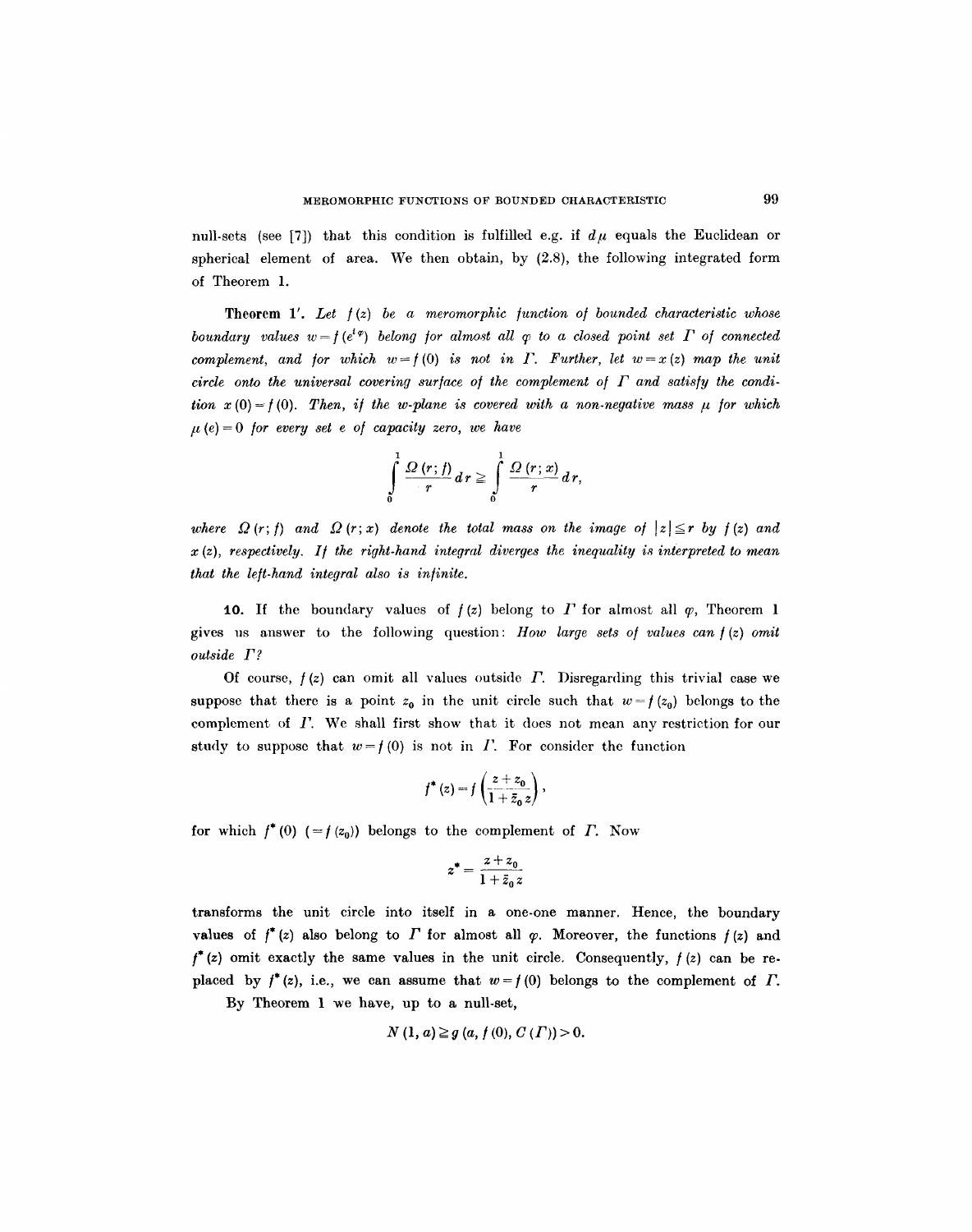null-sets (see [7]) that this condition is fulfilled e.g. if $d\mu$ equals the Euclidean or spherical element of area. We then obtain, by (2.8), the following integrated form of Theorem 1.

**Theorem 1'.** *Let $f(z)$ be a meromorphic function of bounded characteristic whose boundary values $w = f(e^{i\varphi})$ belong for almost all $\varphi$ to a closed point set $\Gamma$ of connected complement, and for which $w = f(0)$ is not in $\Gamma$. Further, let $w = x(z)$ map the unit circle onto the universal covering surface of the complement of $\Gamma$ and satisfy the condition $x(0) = f(0)$. Then, if the w-plane is covered with a non-negative mass $\mu$ for which $\mu(e) = 0$ for every set $e$ of capacity zero, we have*

$$\int_0^1 \frac{\Omega(r; f)}{r} dr \geq \int_0^1 \frac{\Omega(r; x)}{r} dr,$$

*where $\Omega(r; f)$ and $\Omega(r; x)$ denote the total mass on the image of $|z| \leq r$ by $f(z)$ and $x(z)$, respectively. If the right-hand integral diverges the inequality is interpreted to mean that the left-hand integral also is infinite.*

**10.** If the boundary values of $f(z)$ belong to $\Gamma$ for almost all $\varphi$, Theorem 1 gives us answer to the following question: *How large sets of values can $f(z)$ omit outside $\Gamma$?*

Of course, $f(z)$ can omit all values outside $\Gamma$. Disregarding this trivial case we suppose that there is a point $z_0$ in the unit circle such that $w = f(z_0)$ belongs to the complement of $\Gamma$. We shall first show that it does not mean any restriction for our study to suppose that $w = f(0)$ is not in $\Gamma$. For consider the function

$$f^*(z) = f\left(\frac{z + z_0}{1 + \bar{z}_0 z}\right),$$

for which $f^*(0)$ $(= f(z_0))$ belongs to the complement of $\Gamma$. Now

$$z^* = \frac{z + z_0}{1 + \bar{z}_0 z}$$

transforms the unit circle into itself in a one-one manner. Hence, the boundary values of $f^*(z)$ also belong to $\Gamma$ for almost all $\varphi$. Moreover, the functions $f(z)$ and $f^*(z)$ omit exactly the same values in the unit circle. Consequently, $f(z)$ can be replaced by $f^*(z)$, i.e., we can assume that $w = f(0)$ belongs to the complement of $\Gamma$.

By Theorem 1 we have, up to a null-set,

$$N(1, a) \geq g(a, f(0), C(\Gamma)) > 0.$$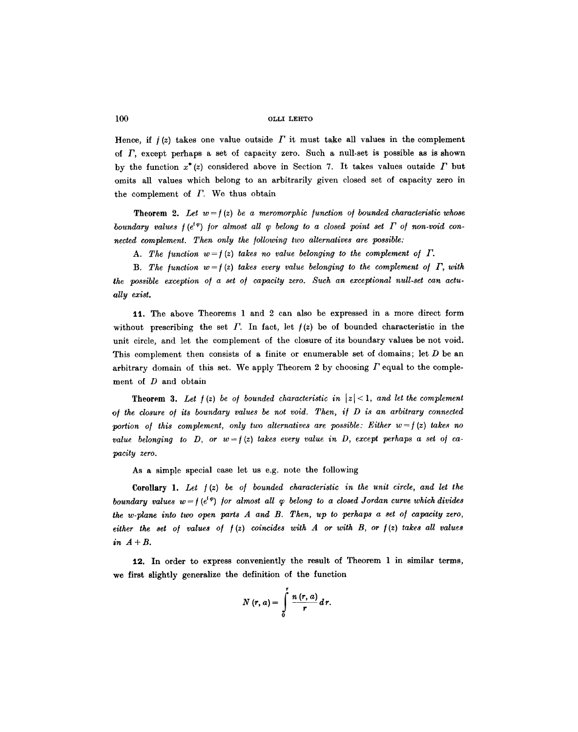Hence, if $f(z)$ takes one value outside $\Gamma$ it must take all values in the complement of $\Gamma$, except perhaps a set of capacity zero. Such a null-set is possible as is shown by the function $x^*(z)$ considered above in Section 7. It takes values outside $\Gamma$ but omits all values which belong to an arbitrarily given closed set of capacity zero in the complement of $\Gamma$. We thus obtain

**Theorem 2.** *Let $w=f(z)$ be a meromorphic function of bounded characteristic whose boundary values $f(e^{i\varphi})$ for almost all $\varphi$ belong to a closed point set $\Gamma$ of non-void connected complement. Then only the following two alternatives are possible:*

A. *The function $w=f(z)$ takes no value belonging to the complement of $\Gamma$.*

B. *The function $w=f(z)$ takes every value belonging to the complement of $\Gamma$, with the possible exception of a set of capacity zero. Such an exceptional null-set can actually exist.*

**11.** The above Theorems 1 and 2 can also be expressed in a more direct form without prescribing the set $\Gamma$. In fact, let $f(z)$ be of bounded characteristic in the unit circle, and let the complement of the closure of its boundary values be not void. This complement then consists of a finite or enumerable set of domains; let $D$ be an arbitrary domain of this set. We apply Theorem 2 by choosing $\Gamma$ equal to the complement of $D$ and obtain

**Theorem 3.** *Let $f(z)$ be of bounded characteristic in $|z|<1$, and let the complement of the closure of its boundary values be not void. Then, if $D$ is an arbitrary connected portion of this complement, only two alternatives are possible: Either $w=f(z)$ takes no value belonging to $D$, or $w=f(z)$ takes every value in $D$, except perhaps a set of capacity zero.*

As a simple special case let us e.g. note the following

**Corollary 1.** *Let $f(z)$ be of bounded characteristic in the unit circle, and let the boundary values $w=f(e^{i\varphi})$ for almost all $\varphi$ belong to a closed Jordan curve which divides the $w$-plane into two open parts $A$ and $B$. Then, up to perhaps a set of capacity zero, either the set of values of $f(z)$ coincides with $A$ or with $B$, or $f(z)$ takes all values in $A+B$.*

**12.** In order to express conveniently the result of Theorem 1 in similar terms, we first slightly generalize the definition of the function

$$N(r,a)=\int_0^r \frac{n(r,a)}{r}\,dr.$$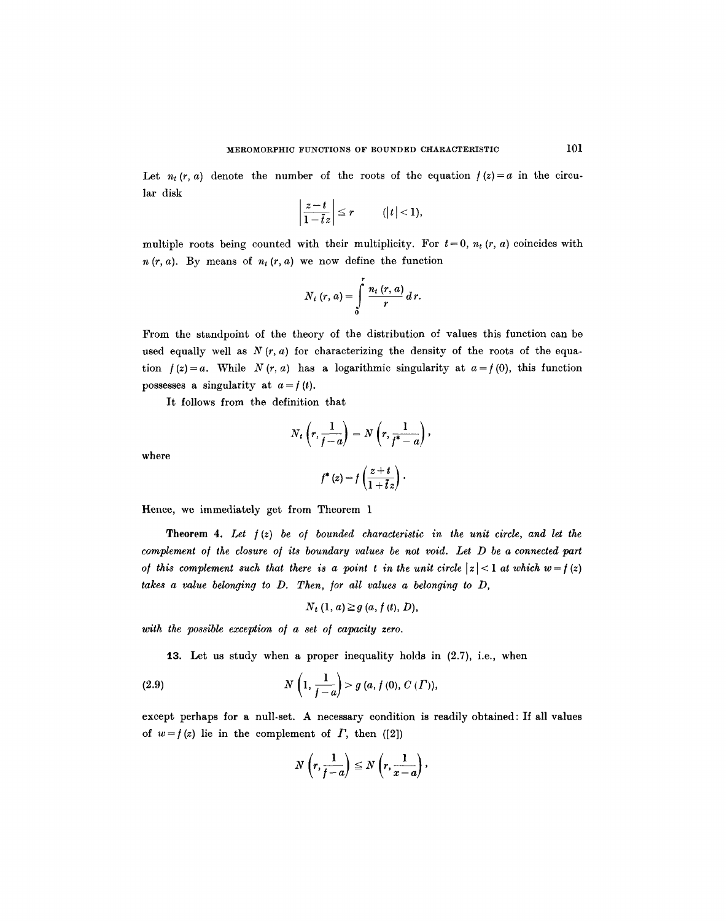Let $n_t(r, a)$ denote the number of the roots of the equation $f(z) = a$ in the circular disk

$$\left| \frac{z-t}{1-\bar{t}z} \right| \leq r \qquad (|t| < 1),$$

multiple roots being counted with their multiplicity. For $t = 0$, $n_t(r, a)$ coincides with $n(r, a)$. By means of $n_t(r, a)$ we now define the function

$$N_t(r, a) = \int_0^r \frac{n_t(r, a)}{r} \, dr.$$

From the standpoint of the theory of the distribution of values this function can be used equally well as $N(r, a)$ for characterizing the density of the roots of the equation $f(z) = a$. While $N(r, a)$ has a logarithmic singularity at $a = f(0)$, this function possesses a singularity at $a = f(t)$.

It follows from the definition that

$$N_t\left(r, \frac{1}{f-a}\right) = N\left(r, \frac{1}{f^* - a}\right),$$

where

$$f^*(z) = f\left(\frac{z+t}{1+\bar{t}z}\right).$$

Hence, we immediately get from Theorem 1

**Theorem 4.** *Let $f(z)$ be of bounded characteristic in the unit circle, and let the complement of the closure of its boundary values be not void. Let $D$ be a connected part of this complement such that there is a point $t$ in the unit circle $|z| < 1$ at which $w = f(z)$ takes a value belonging to $D$. Then, for all values $a$ belonging to $D$,*

$$N_t(1, a) \geq g(a, f(t), D),$$

*with the possible exception of a set of capacity zero.*

**13.** Let us study when a proper inequality holds in (2.7), i.e., when

$$N\left(1, \frac{1}{f-a}\right) > g(a, f(0), C(\Gamma)), \tag{2.9}$$

except perhaps for a null-set. A necessary condition is readily obtained: If all values of $w = f(z)$ lie in the complement of $\Gamma$, then ([2])

$$N\left(r, \frac{1}{f-a}\right) \leq N\left(r, \frac{1}{x-a}\right),$$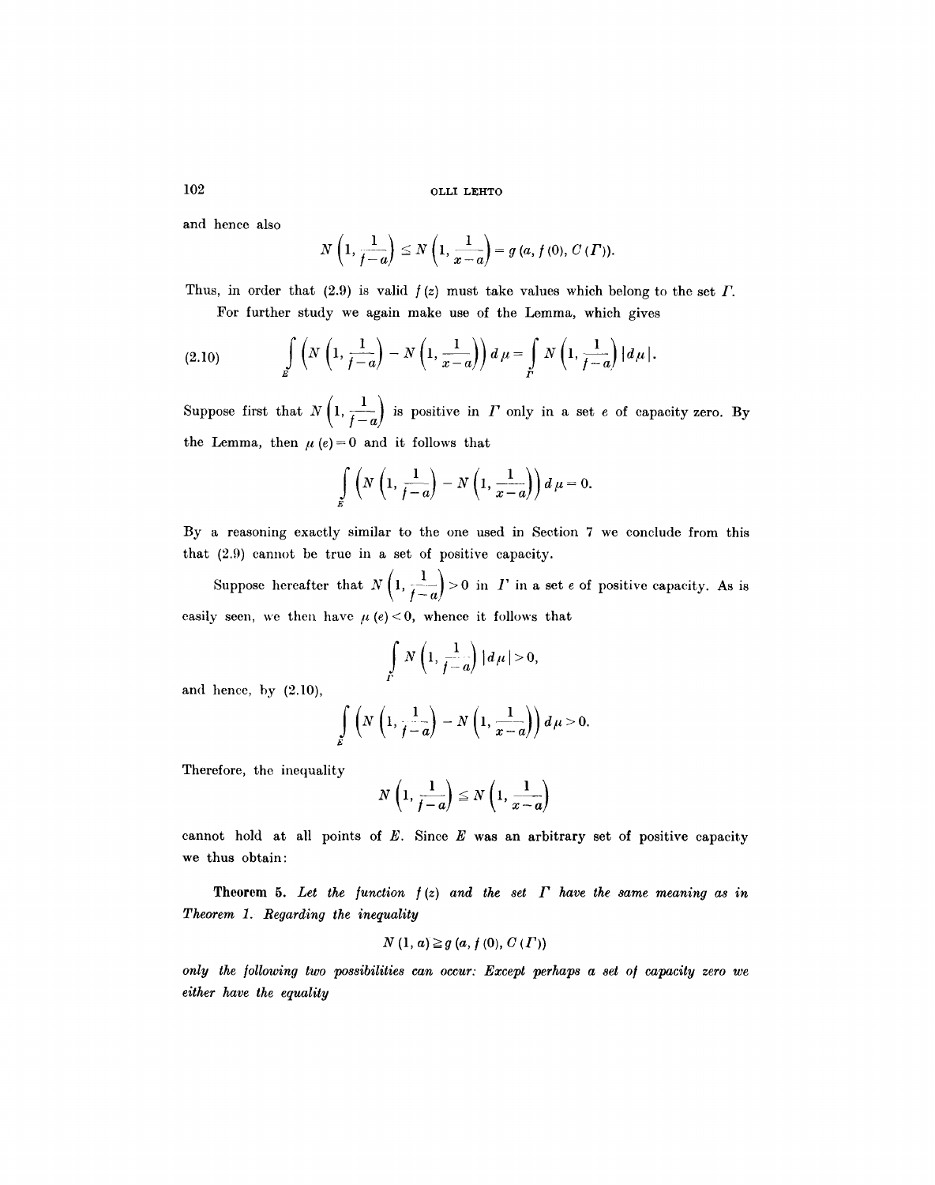and hence also

$$N\left(1, \frac{1}{f-a}\right) \leq N\left(1, \frac{1}{x-a}\right) = g\,(a, f\,(0), C\,(\Gamma)).$$

Thus, in order that (2.9) is valid $f(z)$ must take values which belong to the set $\Gamma$.

For further study we again make use of the Lemma, which gives

$$\int\limits_{E} \left(N\left(1, \frac{1}{f-a}\right) - N\left(1, \frac{1}{x-a}\right)\right) d\mu = \int\limits_{\Gamma} N\left(1, \frac{1}{f-a}\right) |d\mu|. \tag{2.10}$$

Suppose first that $N\left(1, \frac{1}{f-a}\right)$ is positive in $\Gamma$ only in a set $e$ of capacity zero. By the Lemma, then $\mu(e) = 0$ and it follows that

$$\int\limits_{E} \left(N\left(1, \frac{1}{f-a}\right) - N\left(1, \frac{1}{x-a}\right)\right) d\mu = 0.$$

By a reasoning exactly similar to the one used in Section 7 we conclude from this that (2.9) cannot be true in a set of positive capacity.

Suppose hereafter that $N\left(1, \frac{1}{f-a}\right) > 0$ in $\Gamma$ in a set $e$ of positive capacity. As is easily seen, we then have $\mu(e) < 0$, whence it follows that

$$\int\limits_{\Gamma} N\left(1, \frac{1}{f-a}\right) |d\mu| > 0,$$

and hence, by (2.10),

$$\int\limits_{E} \left(N\left(1, \frac{1}{f-a}\right) - N\left(1, \frac{1}{x-a}\right)\right) d\mu > 0.$$

Therefore, the inequality

$$N\left(1, \frac{1}{f-a}\right) \leq N\left(1, \frac{1}{x-a}\right)$$

cannot hold at all points of $E$. Since $E$ was an arbitrary set of positive capacity we thus obtain:

**Theorem 5.** *Let the function $f(z)$ and the set $\Gamma$ have the same meaning as in Theorem 1. Regarding the inequality*

$$N\,(1, a) \geq g\,(a, f\,(0), C\,(\Gamma))$$

*only the following two possibilities can occur: Except perhaps a set of capacity zero we either have the equality*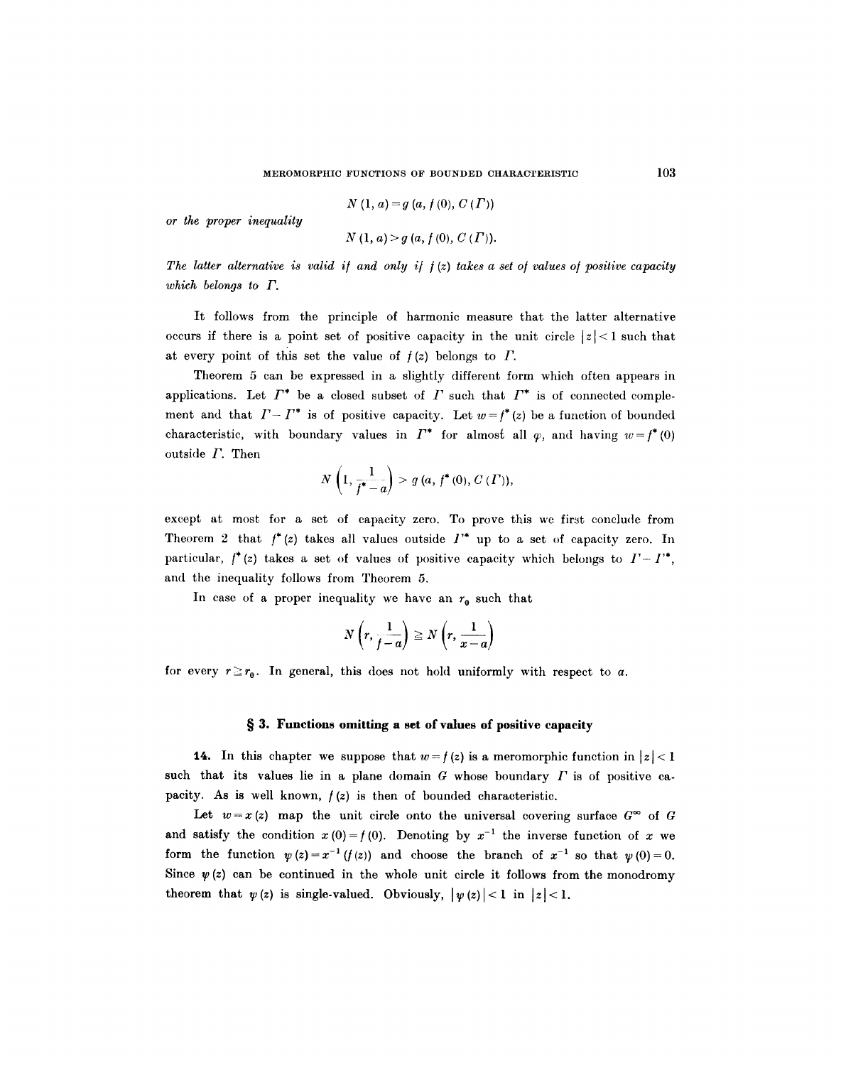$$N(1, a) = g(a, f(0), C(\Gamma))$$

*or the proper inequality*

$$N(1, a) > g(a, f(0), C(\Gamma)).$$

*The latter alternative is valid if and only if $f(z)$ takes a set of values of positive capacity which belongs to $\Gamma$.*

It follows from the principle of harmonic measure that the latter alternative occurs if there is a point set of positive capacity in the unit circle $|z| < 1$ such that at every point of this set the value of $f(z)$ belongs to $\Gamma$.

Theorem 5 can be expressed in a slightly different form which often appears in applications. Let $\Gamma^*$ be a closed subset of $\Gamma$ such that $\Gamma^*$ is of connected complement and that $\Gamma - \Gamma^*$ is of positive capacity. Let $w = f^*(z)$ be a function of bounded characteristic, with boundary values in $\Gamma^*$ for almost all $\varphi$, and having $w = f^*(0)$ outside $\Gamma$. Then

$$N\left(1, \frac{1}{f^* - a}\right) > g(a, f^*(0), C(\Gamma)),$$

except at most for a set of capacity zero. To prove this we first conclude from Theorem 2 that $f^*(z)$ takes all values outside $\Gamma^*$ up to a set of capacity zero. In particular, $f^*(z)$ takes a set of values of positive capacity which belongs to $\Gamma - \Gamma^*$, and the inequality follows from Theorem 5.

In case of a proper inequality we have an $r_0$ such that

$$N\left(r, \frac{1}{f - a}\right) \geq N\left(r, \frac{1}{x - a}\right)$$

for every $r \geq r_0$. In general, this does not hold uniformly with respect to $a$.

## § 3. Functions omitting a set of values of positive capacity

**14.** In this chapter we suppose that $w = f(z)$ is a meromorphic function in $|z| < 1$ such that its values lie in a plane domain $G$ whose boundary $\Gamma$ is of positive capacity. As is well known, $f(z)$ is then of bounded characteristic.

Let $w = x(z)$ map the unit circle onto the universal covering surface $G^\infty$ of $G$ and satisfy the condition $x(0) = f(0)$. Denoting by $x^{-1}$ the inverse function of $x$ we form the function $\psi(z) = x^{-1}(f(z))$ and choose the branch of $x^{-1}$ so that $\psi(0) = 0$. Since $\psi(z)$ can be continued in the whole unit circle it follows from the monodromy theorem that $\psi(z)$ is single-valued. Obviously, $|\psi(z)| < 1$ in $|z| < 1$.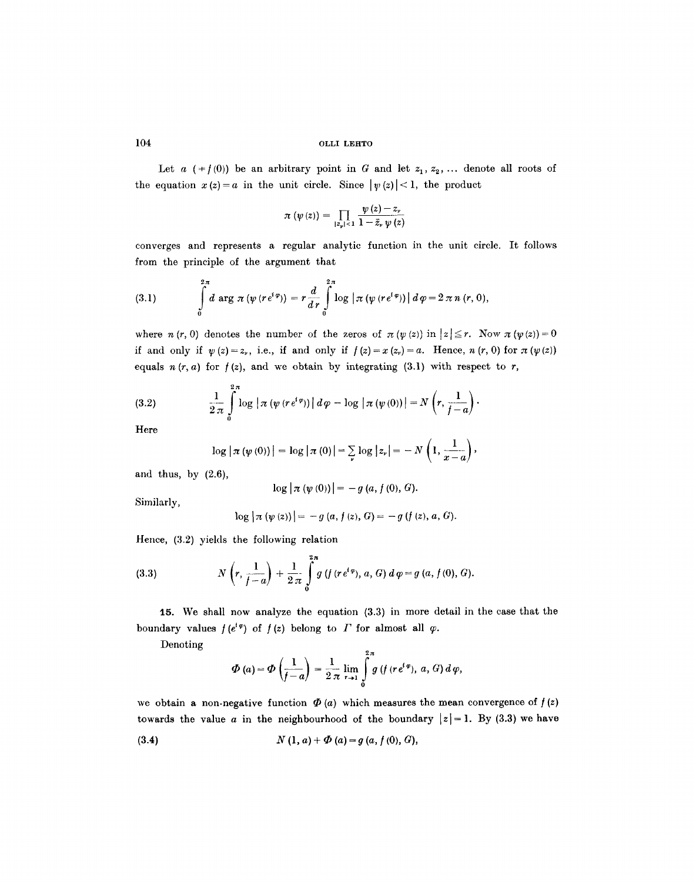Let $a$ $(\neq f(0))$ be an arbitrary point in $G$ and let $z_1, z_2, \ldots$ denote all roots of the equation $x(z) = a$ in the unit circle. Since $|\psi(z)| < 1$, the product

$$\pi(\psi(z)) = \prod_{|z_\nu|<1} \frac{\psi(z) - z_\nu}{1 - \bar{z}_\nu \psi(z)}$$

converges and represents a regular analytic function in the unit circle. It follows from the principle of the argument that

$$\int_0^{2\pi} d \arg \pi(\psi(r e^{i\varphi})) = r \frac{d}{dr} \int_0^{2\pi} \log |\pi(\psi(r e^{i\varphi}))| \, d\varphi = 2\pi n(r, 0), \tag{3.1}$$

where $n(r, 0)$ denotes the number of the zeros of $\pi(\psi(z))$ in $|z| \leq r$. Now $\pi(\psi(z)) = 0$ if and only if $\psi(z) = z_\nu$, i.e., if and only if $f(z) = x(z_\nu) = a$. Hence, $n(r, 0)$ for $\pi(\psi(z))$ equals $n(r, a)$ for $f(z)$, and we obtain by integrating (3.1) with respect to $r$,

$$\frac{1}{2\pi} \int_0^{2\pi} \log |\pi(\psi(r e^{i\varphi}))| \, d\varphi - \log |\pi(\psi(0))| = N\left(r, \frac{1}{f-a}\right). \tag{3.2}$$

Here

$$\log |\pi(\psi(0))| = \log |\pi(0)| = \sum_\nu \log |z_\nu| = -N\left(1, \frac{1}{x-a}\right),$$

and thus, by (2.6),

$$\log |\pi(\psi(0))| = -g(a, f(0), G).$$

Similarly,

$$\log |\pi(\psi(z))| = -g(a, f(z), G) = -g(f(z), a, G).$$

Hence, (3.2) yields the following relation

$$N\left(r, \frac{1}{f-a}\right) + \frac{1}{2\pi} \int_0^{2\pi} g(f(r e^{i\varphi}), a, G) \, d\varphi = g(a, f(0), G). \tag{3.3}$$

**15.** We shall now analyze the equation (3.3) in more detail in the case that the boundary values $f(e^{i\varphi})$ of $f(z)$ belong to $\Gamma$ for almost all $\varphi$.

Denoting

$$\Phi(a) = \Phi\left(\frac{1}{f-a}\right) = \frac{1}{2\pi} \lim_{r \to 1} \int_0^{2\pi} g(f(r e^{i\varphi}), a, G) \, d\varphi,$$

we obtain a non-negative function $\Phi(a)$ which measures the mean convergence of $f(z)$ towards the value $a$ in the neighbourhood of the boundary $|z| = 1$. By (3.3) we have

$$N(1, a) + \Phi(a) = g(a, f(0), G), \tag{3.4}$$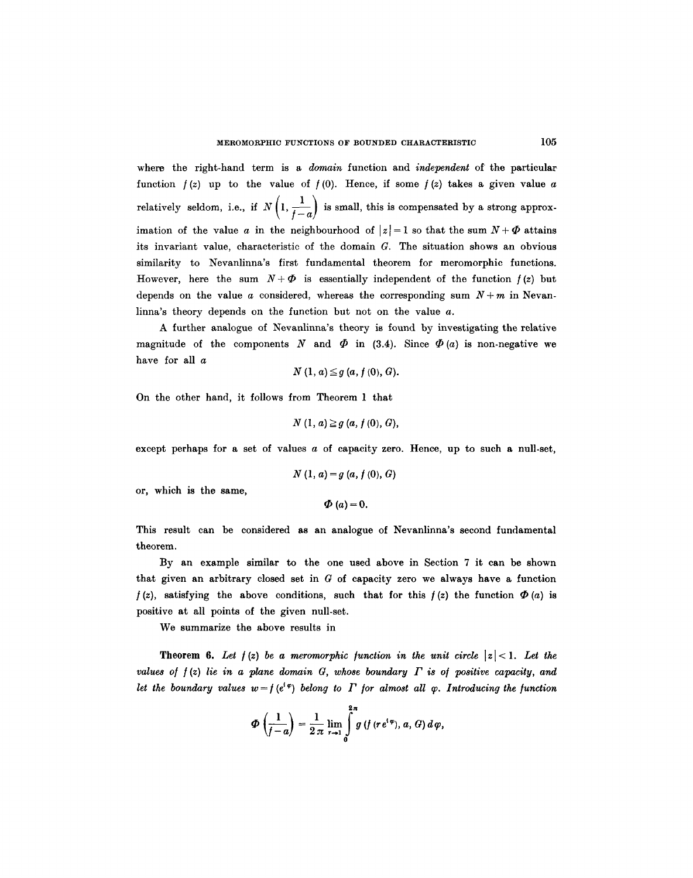where the right-hand term is a *domain* function and *independent* of the particular function $f(z)$ up to the value of $f(0)$. Hence, if some $f(z)$ takes a given value $a$ relatively seldom, i.e., if $N\left(1, \frac{1}{f-a}\right)$ is small, this is compensated by a strong approximation of the value $a$ in the neighbourhood of $|z|=1$ so that the sum $N+\Phi$ attains its invariant value, characteristic of the domain $G$. The situation shows an obvious similarity to Nevanlinna's first fundamental theorem for meromorphic functions. However, here the sum $N+\Phi$ is essentially independent of the function $f(z)$ but depends on the value $a$ considered, whereas the corresponding sum $N+m$ in Nevanlinna's theory depends on the function but not on the value $a$.

A further analogue of Nevanlinna's theory is found by investigating the relative magnitude of the components $N$ and $\Phi$ in (3.4). Since $\Phi(a)$ is non-negative we have for all $a$

$$N(1, a) \leq g(a, f(0), G).$$

On the other hand, it follows from Theorem 1 that

$$N(1, a) \geq g(a, f(0), G),$$

except perhaps for a set of values $a$ of capacity zero. Hence, up to such a null-set,

$$N(1, a) = g(a, f(0), G)$$

or, which is the same,

$$\Phi(a) = 0.$$

This result can be considered as an analogue of Nevanlinna's second fundamental theorem.

By an example similar to the one used above in Section 7 it can be shown that given an arbitrary closed set in $G$ of capacity zero we always have a function $f(z)$, satisfying the above conditions, such that for this $f(z)$ the function $\Phi(a)$ is positive at all points of the given null-set.

We summarize the above results in

**Theorem 6.** *Let $f(z)$ be a meromorphic function in the unit circle $|z|<1$. Let the values of $f(z)$ lie in a plane domain $G$, whose boundary $\Gamma$ is of positive capacity, and let the boundary values $w=f(e^{i\varphi})$ belong to $\Gamma$ for almost all $\varphi$. Introducing the function*

$$\Phi\left(\frac{1}{f-a}\right) = \frac{1}{2\pi} \lim_{r\to 1} \int_0^{2\pi} g(f(re^{i\varphi}), a, G)\, d\varphi,$$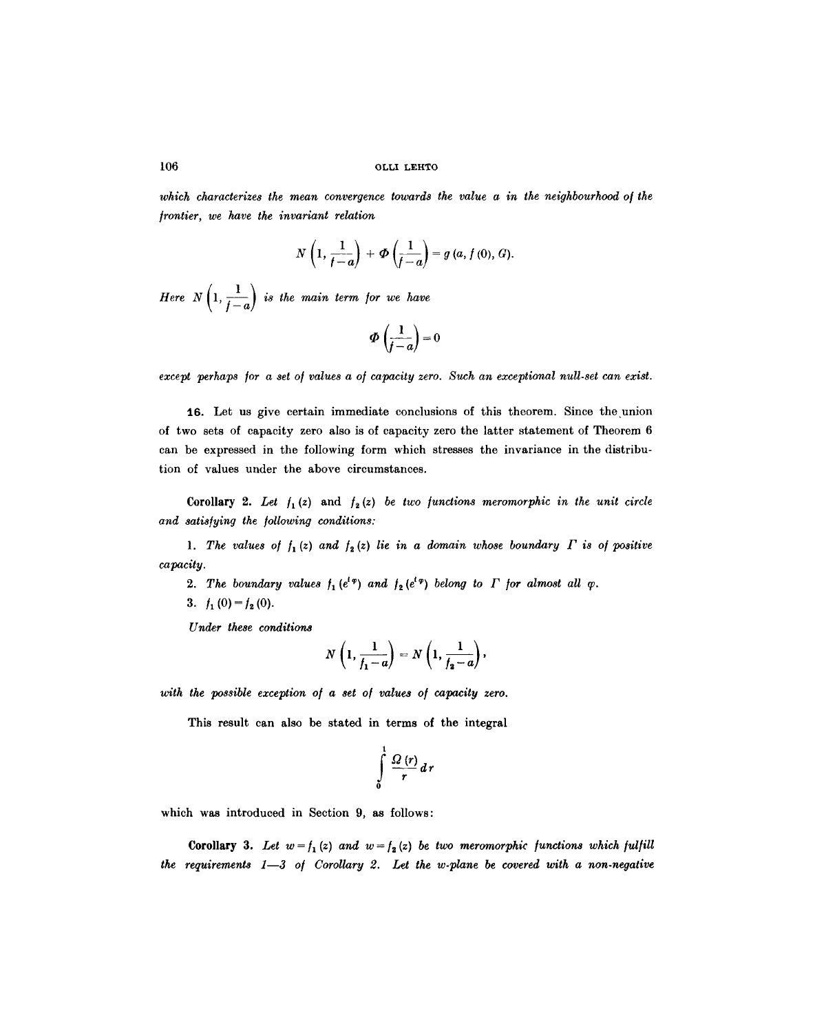*which characterizes the mean convergence towards the value a in the neighbourhood of the frontier, we have the invariant relation*

$$N\left(1, \frac{1}{f-a}\right) + \Phi\left(\frac{1}{f-a}\right) = g\,(a, f\,(0), G).$$

*Here* $N\left(1, \frac{1}{f-a}\right)$ *is the main term for we have*

$$\Phi\left(\frac{1}{f-a}\right) = 0$$

*except perhaps for a set of values a of capacity zero. Such an exceptional null-set can exist.*

**16.** Let us give certain immediate conclusions of this theorem. Since the union of two sets of capacity zero also is of capacity zero the latter statement of Theorem 6 can be expressed in the following form which stresses the invariance in the distribution of values under the above circumstances.

**Corollary 2.** *Let* $f_1(z)$ and $f_2(z)$ *be two functions meromorphic in the unit circle and satisfying the following conditions:*

1. *The values of* $f_1(z)$ *and* $f_2(z)$ *lie in a domain whose boundary* $\Gamma$ *is of positive capacity.*
2. *The boundary values* $f_1(e^{i\varphi})$ *and* $f_2(e^{i\varphi})$ *belong to* $\Gamma$ *for almost all* $\varphi$.
3. $f_1(0) = f_2(0)$.

*Under these conditions*

$$N\left(1, \frac{1}{f_1 - a}\right) = N\left(1, \frac{1}{f_2 - a}\right),$$

*with the possible exception of a set of values of capacity zero.*

This result can also be stated in terms of the integral

$$\int_0^1 \frac{\Omega(r)}{r}\,dr$$

which was introduced in Section 9, as follows:

**Corollary 3.** *Let* $w = f_1(z)$ *and* $w = f_2(z)$ *be two meromorphic functions which fulfill the requirements 1—3 of Corollary 2. Let the w-plane be covered with a non-negative*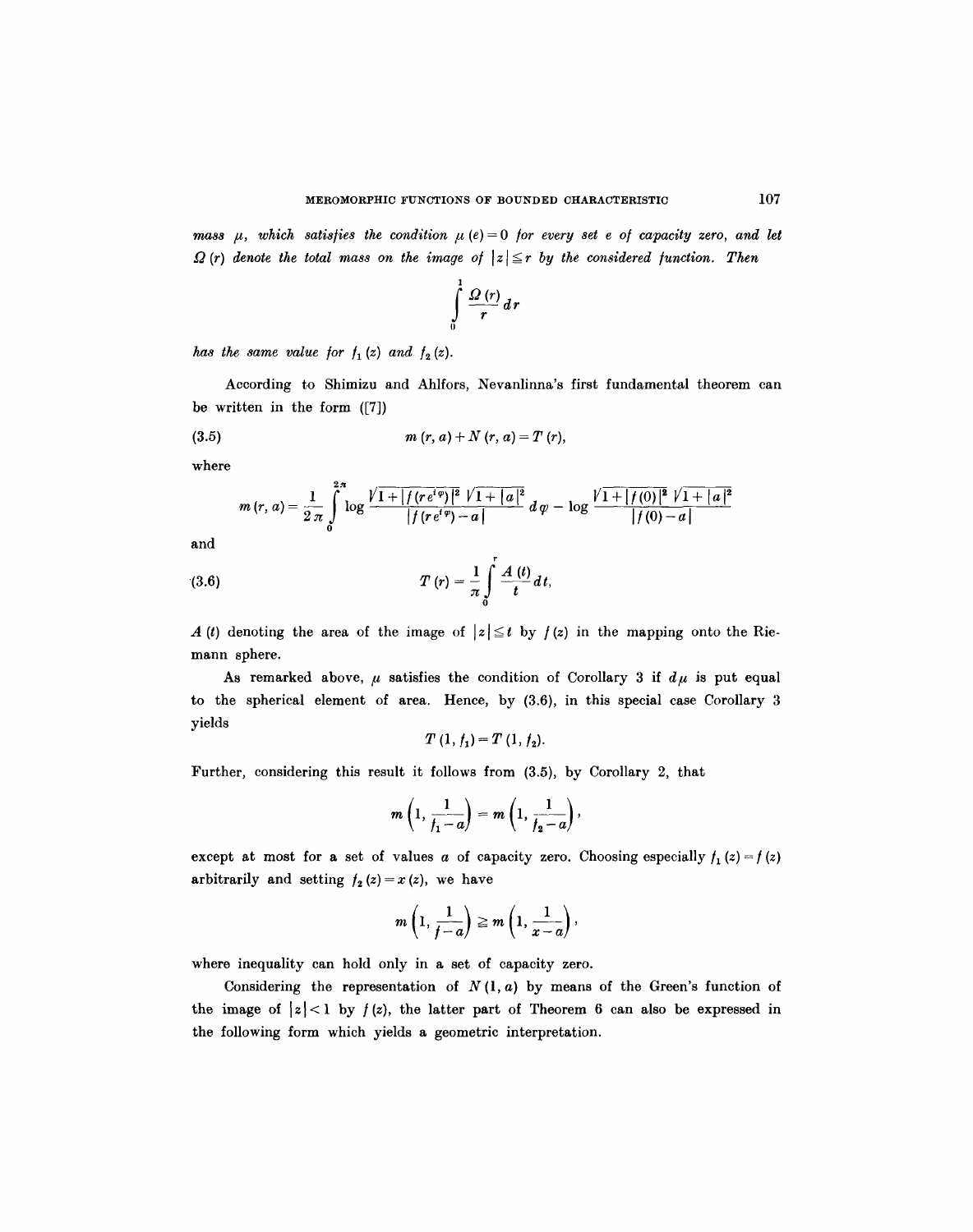*mass $\mu$, which satisfies the condition $\mu(e)=0$ for every set $e$ of capacity zero, and let $\Omega(r)$ denote the total mass on the image of $|z| \leq r$ by the considered function. Then*

$$\int_0^1 \frac{\Omega(r)}{r}\,dr$$

*has the same value for $f_1(z)$ and $f_2(z)$.*

According to Shimizu and Ahlfors, Nevanlinna's first fundamental theorem can be written in the form ([7])

$$m(r, a) + N(r, a) = T(r), \tag{3.5}$$

where

$$m(r, a) = \frac{1}{2\pi}\int_0^{2\pi} \log \frac{\sqrt{1+|f(re^{i\varphi})|^2}\,\sqrt{1+|a|^2}}{|f(re^{i\varphi})-a|}\,d\varphi - \log \frac{\sqrt{1+|f(0)|^2}\,\sqrt{1+|a|^2}}{|f(0)-a|}$$

and

$$T(r) = \frac{1}{\pi}\int_0^r \frac{A(t)}{t}\,dt, \tag{3.6}$$

$A(t)$ denoting the area of the image of $|z| \leq t$ by $f(z)$ in the mapping onto the Riemann sphere.

As remarked above, $\mu$ satisfies the condition of Corollary 3 if $d\mu$ is put equal to the spherical element of area. Hence, by (3.6), in this special case Corollary 3 yields

$$T(1, f_1) = T(1, f_2).$$

Further, considering this result it follows from (3.5), by Corollary 2, that

$$m\left(1, \frac{1}{f_1 - a}\right) = m\left(1, \frac{1}{f_2 - a}\right),$$

except at most for a set of values $a$ of capacity zero. Choosing especially $f_1(z) = f(z)$ arbitrarily and setting $f_2(z) = x(z)$, we have

$$m\left(1, \frac{1}{f - a}\right) \geq m\left(1, \frac{1}{x - a}\right),$$

where inequality can hold only in a set of capacity zero.

Considering the representation of $N(1, a)$ by means of the Green's function of the image of $|z| < 1$ by $f(z)$, the latter part of Theorem 6 can also be expressed in the following form which yields a geometric interpretation.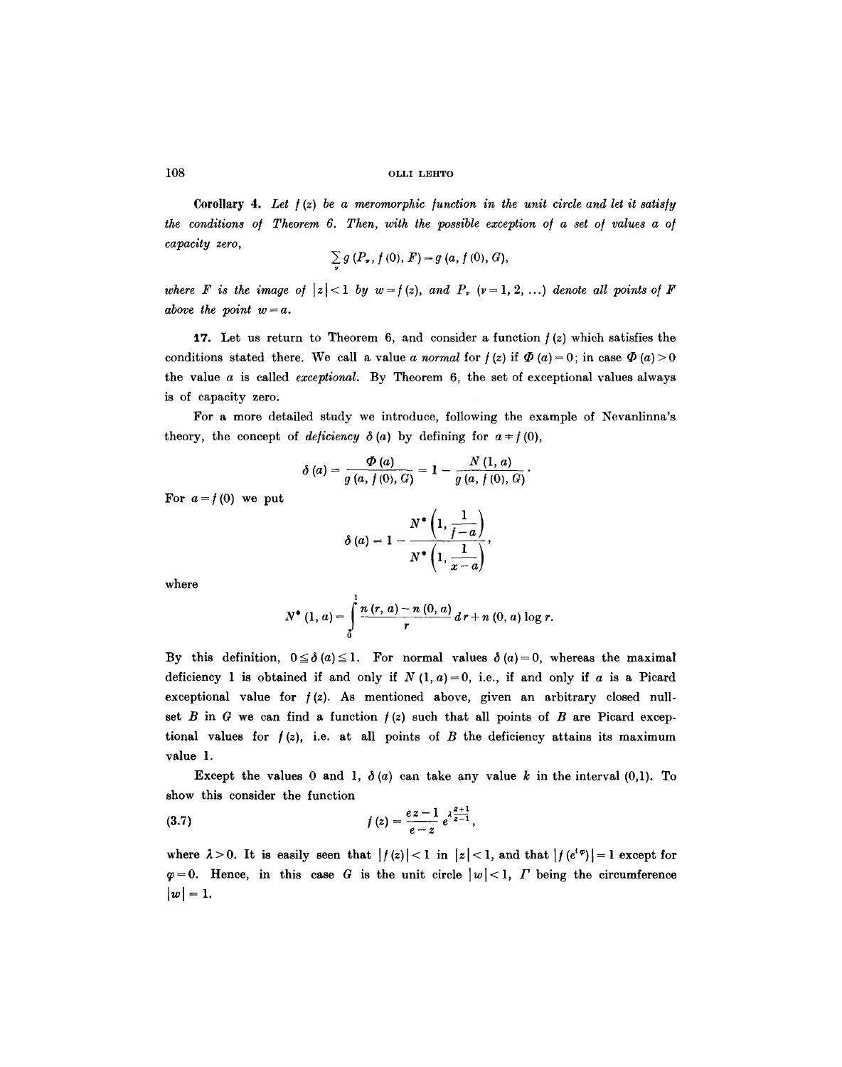**Corollary 4.** *Let $f(z)$ be a meromorphic function in the unit circle and let it satisfy the conditions of Theorem 6. Then, with the possible exception of a set of values $a$ of capacity zero,*

$$\sum_{\nu} g(P_\nu, f(0), F) = g(a, f(0), G),$$

*where $F$ is the image of $|z|<1$ by $w=f(z)$, and $P_\nu$ $(\nu=1,2,\ldots)$ denote all points of $F$ above the point $w=a$.*

**17.** Let us return to Theorem 6, and consider a function $f(z)$ which satisfies the conditions stated there. We call a value $a$ *normal* for $f(z)$ if $\Phi(a)=0$; in case $\Phi(a)>0$ the value $a$ is called *exceptional*. By Theorem 6, the set of exceptional values always is of capacity zero.

For a more detailed study we introduce, following the example of Nevanlinna's theory, the concept of *deficiency* $\delta(a)$ by defining for $a \neq f(0)$,

$$\delta(a) = \frac{\Phi(a)}{g(a, f(0), G)} = 1 - \frac{N(1,a)}{g(a, f(0), G)}.$$

For $a=f(0)$ we put

$$\delta(a) = 1 - \frac{N^*\left(1, \dfrac{1}{f-a}\right)}{N^*\left(1, \dfrac{1}{x-a}\right)},$$

where

$$N^*(1,a) = \int_0^1 \frac{n(r,a)-n(0,a)}{r}\,dr + n(0,a)\log r.$$

By this definition, $0 \leq \delta(a) \leq 1$. For normal values $\delta(a)=0$, whereas the maximal deficiency 1 is obtained if and only if $N(1,a)=0$, i.e., if and only if $a$ is a Picard exceptional value for $f(z)$. As mentioned above, given an arbitrary closed null-set $B$ in $G$ we can find a function $f(z)$ such that all points of $B$ are Picard exceptional values for $f(z)$, i.e. at all points of $B$ the deficiency attains its maximum value 1.

Except the values 0 and 1, $\delta(a)$ can take any value $k$ in the interval (0,1). To show this consider the function

$$f(z) = \frac{ez-1}{e-z}\, e^{\lambda \frac{z+1}{z-1}}, \tag{3.7}$$

where $\lambda>0$. It is easily seen that $|f(z)|<1$ in $|z|<1$, and that $|f(e^{i\varphi})|=1$ except for $\varphi=0$. Hence, in this case $G$ is the unit circle $|w|<1$, $\Gamma$ being the circumference $|w|=1$.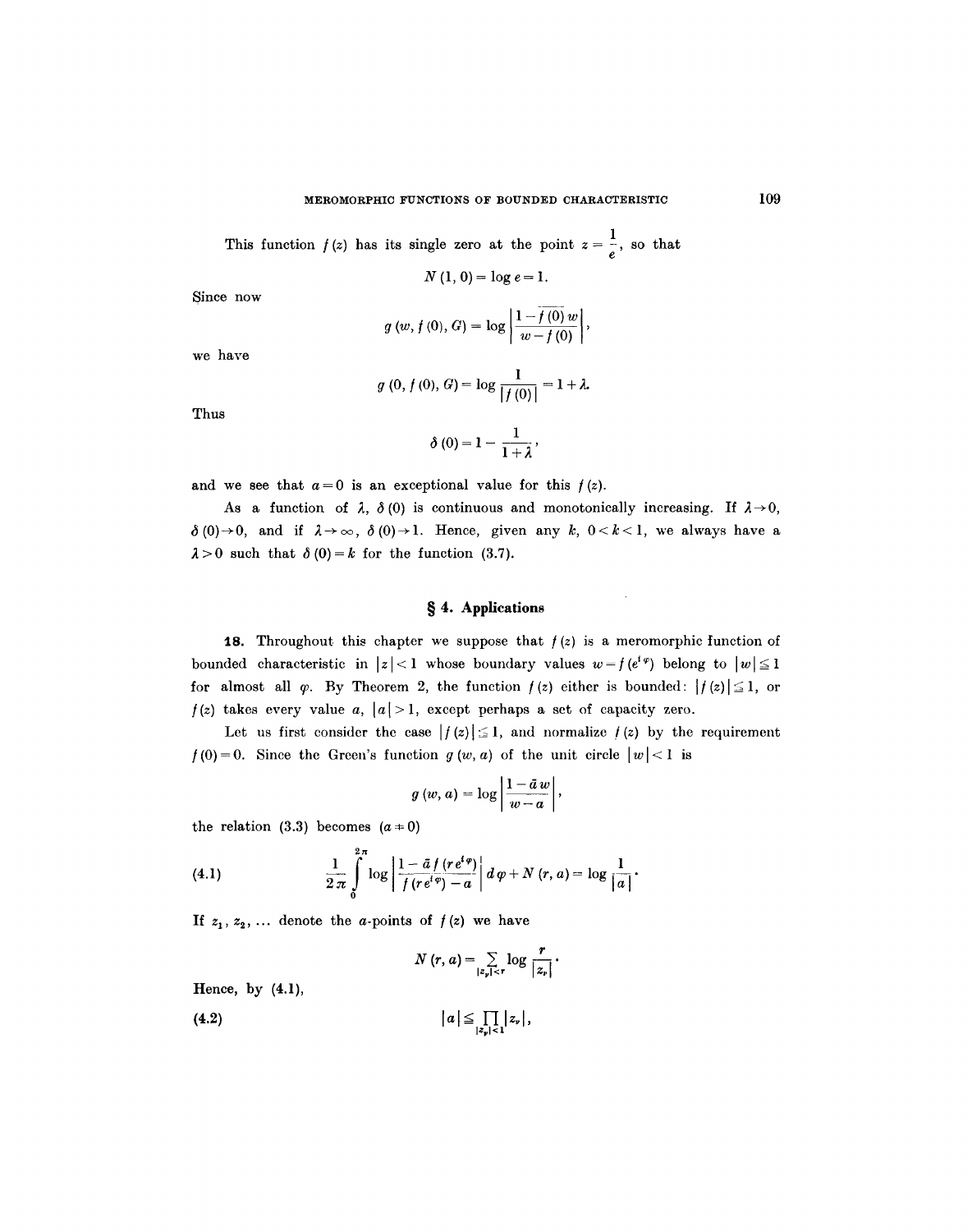This function $f(z)$ has its single zero at the point $z = \frac{1}{e}$, so that

$$N(1, 0) = \log e = 1.$$

Since now

$$g(w, f(0), G) = \log \left| \frac{1 - \overline{f(0)}\, w}{w - f(0)} \right|,$$

we have

$$g(0, f(0), G) = \log \frac{1}{|f(0)|} = 1 + \lambda.$$

Thus

$$\delta(0) = 1 - \frac{1}{1 + \lambda},$$

and we see that $a = 0$ is an exceptional value for this $f(z)$.

As a function of $\lambda$, $\delta(0)$ is continuous and monotonically increasing. If $\lambda \to 0$, $\delta(0) \to 0$, and if $\lambda \to \infty$, $\delta(0) \to 1$. Hence, given any $k$, $0 < k < 1$, we always have a $\lambda > 0$ such that $\delta(0) = k$ for the function (3.7).

## § 4. Applications

**18.** Throughout this chapter we suppose that $f(z)$ is a meromorphic function of bounded characteristic in $|z| < 1$ whose boundary values $w = f(e^{i\varphi})$ belong to $|w| \leq 1$ for almost all $\varphi$. By Theorem 2, the function $f(z)$ either is bounded: $|f(z)| \leq 1$, or $f(z)$ takes every value $a$, $|a| > 1$, except perhaps a set of capacity zero.

Let us first consider the case $|f(z)| \leq 1$, and normalize $f(z)$ by the requirement $f(0) = 0$. Since the Green's function $g(w, a)$ of the unit circle $|w| < 1$ is

$$g(w, a) = \log \left| \frac{1 - \bar{a} w}{w - a} \right|,$$

the relation (3.3) becomes $(a \neq 0)$

$$\frac{1}{2\pi} \int_0^{2\pi} \log \left| \frac{1 - \bar{a} f(r e^{i\varphi})}{f(r e^{i\varphi}) - a} \right| d\varphi + N(r, a) = \log \frac{1}{|a|}. \tag{4.1}$$

If $z_1, z_2, \ldots$ denote the $a$-points of $f(z)$ we have

$$N(r, a) = \sum_{|z_\nu| < r} \log \frac{r}{|z_\nu|}.$$

Hence, by (4.1),

$$|a| \leq \prod_{|z_\nu| < 1} |z_\nu|, \tag{4.2}$$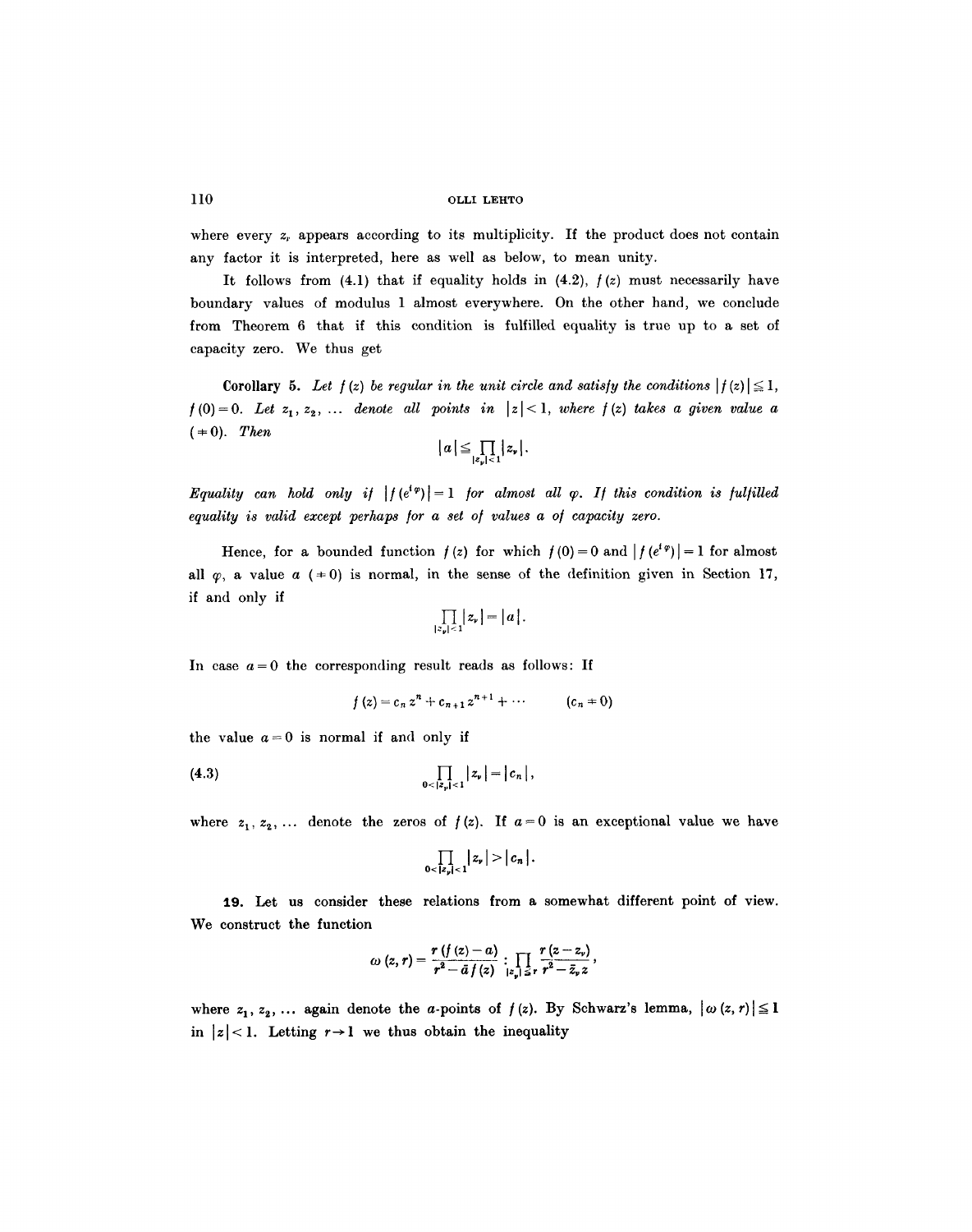where every $z_\nu$ appears according to its multiplicity. If the product does not contain any factor it is interpreted, here as well as below, to mean unity.

It follows from (4.1) that if equality holds in (4.2), $f(z)$ must necessarily have boundary values of modulus 1 almost everywhere. On the other hand, we conclude from Theorem 6 that if this condition is fulfilled equality is true up to a set of capacity zero. We thus get

**Corollary 5.** *Let $f(z)$ be regular in the unit circle and satisfy the conditions $|f(z)| \leq 1$, $f(0) = 0$. Let $z_1, z_2, \ldots$ denote all points in $|z| < 1$, where $f(z)$ takes a given value $a$ $(\neq 0)$. Then*

$$|a| \leq \prod_{|z_\nu|<1} |z_\nu|.$$

*Equality can hold only if $|f(e^{i\varphi})| = 1$ for almost all $\varphi$. If this condition is fulfilled equality is valid except perhaps for a set of values $a$ of capacity zero.*

Hence, for a bounded function $f(z)$ for which $f(0) = 0$ and $|f(e^{i\varphi})| = 1$ for almost all $\varphi$, a value $a$ $(\neq 0)$ is normal, in the sense of the definition given in Section 17, if and only if

$$\prod_{|z_\nu|<1} |z_\nu| = |a|.$$

In case $a = 0$ the corresponding result reads as follows: If

$$f(z) = c_n z^n + c_{n+1} z^{n+1} + \cdots \qquad (c_n \neq 0)$$

the value $a = 0$ is normal if and only if

$$\prod_{0<|z_\nu|<1} |z_\nu| = |c_n|, \tag{4.3}$$

where $z_1, z_2, \ldots$ denote the zeros of $f(z)$. If $a = 0$ is an exceptional value we have

$$\prod_{0<|z_\nu|<1} |z_\nu| > |c_n|.$$

**19.** Let us consider these relations from a somewhat different point of view. We construct the function

$$\omega(z, r) = \frac{r(f(z) - a)}{r^2 - \bar{a} f(z)} : \prod_{|z_\nu| \leq r} \frac{r(z - z_\nu)}{r^2 - \bar{z}_\nu z},$$

where $z_1, z_2, \ldots$ again denote the $a$-points of $f(z)$. By Schwarz's lemma, $|\omega(z, r)| \leq 1$ in $|z| < 1$. Letting $r \to 1$ we thus obtain the inequality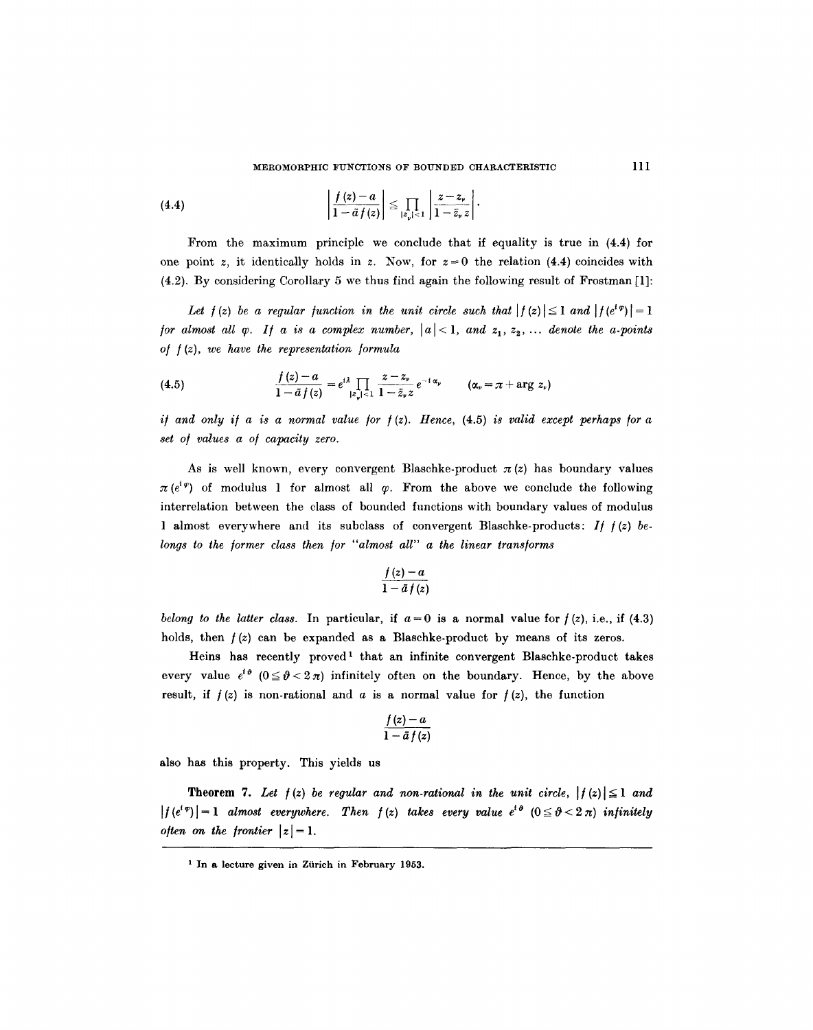$$\left| \frac{f(z) - a}{1 - \bar{a} f(z)} \right| \leq \prod_{|z_\nu| < 1} \left| \frac{z - z_\nu}{1 - \bar{z}_\nu z} \right|. \tag{4.4}$$

From the maximum principle we conclude that if equality is true in (4.4) for one point $z$, it identically holds in $z$. Now, for $z = 0$ the relation (4.4) coincides with (4.2). By considering Corollary 5 we thus find again the following result of Frostman [1]:

*Let $f(z)$ be a regular function in the unit circle such that $|f(z)| \leq 1$ and $|f(e^{i\varphi})| = 1$ for almost all $\varphi$. If $a$ is a complex number, $|a| < 1$, and $z_1, z_2, \ldots$ denote the $a$-points of $f(z)$, we have the representation formula*

$$\frac{f(z) - a}{1 - \bar{a} f(z)} = e^{i\lambda} \prod_{|z_\nu| < 1} \frac{z - z_\nu}{1 - \bar{z}_\nu z} e^{-i\alpha_\nu} \qquad (\alpha_\nu = \pi + \arg z_\nu) \tag{4.5}$$

*if and only if $a$ is a normal value for $f(z)$. Hence, (4.5) is valid except perhaps for a set of values $a$ of capacity zero.*

As is well known, every convergent Blaschke-product $\pi(z)$ has boundary values $\pi(e^{i\varphi})$ of modulus 1 for almost all $\varphi$. From the above we conclude the following interrelation between the class of bounded functions with boundary values of modulus 1 almost everywhere and its subclass of convergent Blaschke-products: *If $f(z)$ belongs to the former class then for "almost all" $a$ the linear transforms*

$$\frac{f(z) - a}{1 - \bar{a} f(z)}$$

*belong to the latter class.* In particular, if $a = 0$ is a normal value for $f(z)$, i.e., if (4.3) holds, then $f(z)$ can be expanded as a Blaschke-product by means of its zeros.

Heins has recently proved[1] that an infinite convergent Blaschke-product takes every value $e^{i\vartheta}$ $(0 \leq \vartheta < 2\pi)$ infinitely often on the boundary. Hence, by the above result, if $f(z)$ is non-rational and $a$ is a normal value for $f(z)$, the function

$$\frac{f(z) - a}{1 - \bar{a} f(z)}$$

also has this property. This yields us

**Theorem 7.** *Let $f(z)$ be regular and non-rational in the unit circle, $|f(z)| \leq 1$ and $|f(e^{i\varphi})| = 1$ almost everywhere. Then $f(z)$ takes every value $e^{i\vartheta}$ $(0 \leq \vartheta < 2\pi)$ infinitely often on the frontier $|z| = 1$.*

---

[1] In a lecture given in Zürich in February 1953.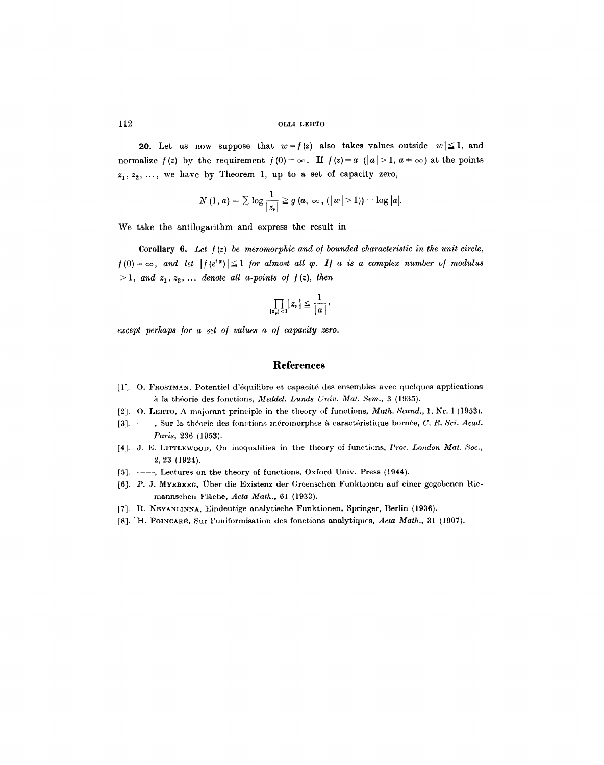**20.** Let us now suppose that $w = f(z)$ also takes values outside $|w| \leq 1$, and normalize $f(z)$ by the requirement $f(0) = \infty$. If $f(z) = a$ ($|a| > 1$, $a \neq \infty$) at the points $z_1, z_2, \ldots$, we have by Theorem 1, up to a set of capacity zero,

$$N(1, a) = \sum \log \frac{1}{|z_\nu|} \geq g(a, \infty, (|w| > 1)) = \log |a|.$$

We take the antilogarithm and express the result in

**Corollary 6.** *Let $f(z)$ be meromorphic and of bounded characteristic in the unit circle, $f(0) = \infty$, and let $|f(e^{i\varphi})| \leq 1$ for almost all $\varphi$. If $a$ is a complex number of modulus $> 1$, and $z_1, z_2, \ldots$ denote all $a$-points of $f(z)$, then*

$$\prod_{|z_\nu| < 1} |z_\nu| \leq \frac{1}{|a|},$$

*except perhaps for a set of values $a$ of capacity zero.*

## References

[1]. O. Frostman, Potentiel d'équilibre et capacité des ensembles avec quelques applications à la théorie des fonctions, *Meddel. Lunds Univ. Mat. Sem.*, 3 (1935).

[2]. O. Lehto, A majorant principle in the theory of functions, *Math. Scand.*, 1, Nr. 1 (1953).

[3]. ——, Sur la théorie des fonctions méromorphes à caractéristique bornée, *C. R. Sci. Acad. Paris*, 236 (1953).

[4]. J. E. Littlewood, On inequalities in the theory of functions, *Proc. London Mat. Soc.*, 2, 23 (1924).

[5]. ——, Lectures on the theory of functions, Oxford Univ. Press (1944).

[6]. P. J. Myrberg, Über die Existenz der Greenschen Funktionen auf einer gegebenen Riemannschen Fläche, *Acta Math.*, 61 (1933).

[7]. R. Nevanlinna, Eindeutige analytische Funktionen, Springer, Berlin (1936).

[8]. H. Poincaré, Sur l'uniformisation des fonctions analytiques, *Acta Math.*, 31 (1907).